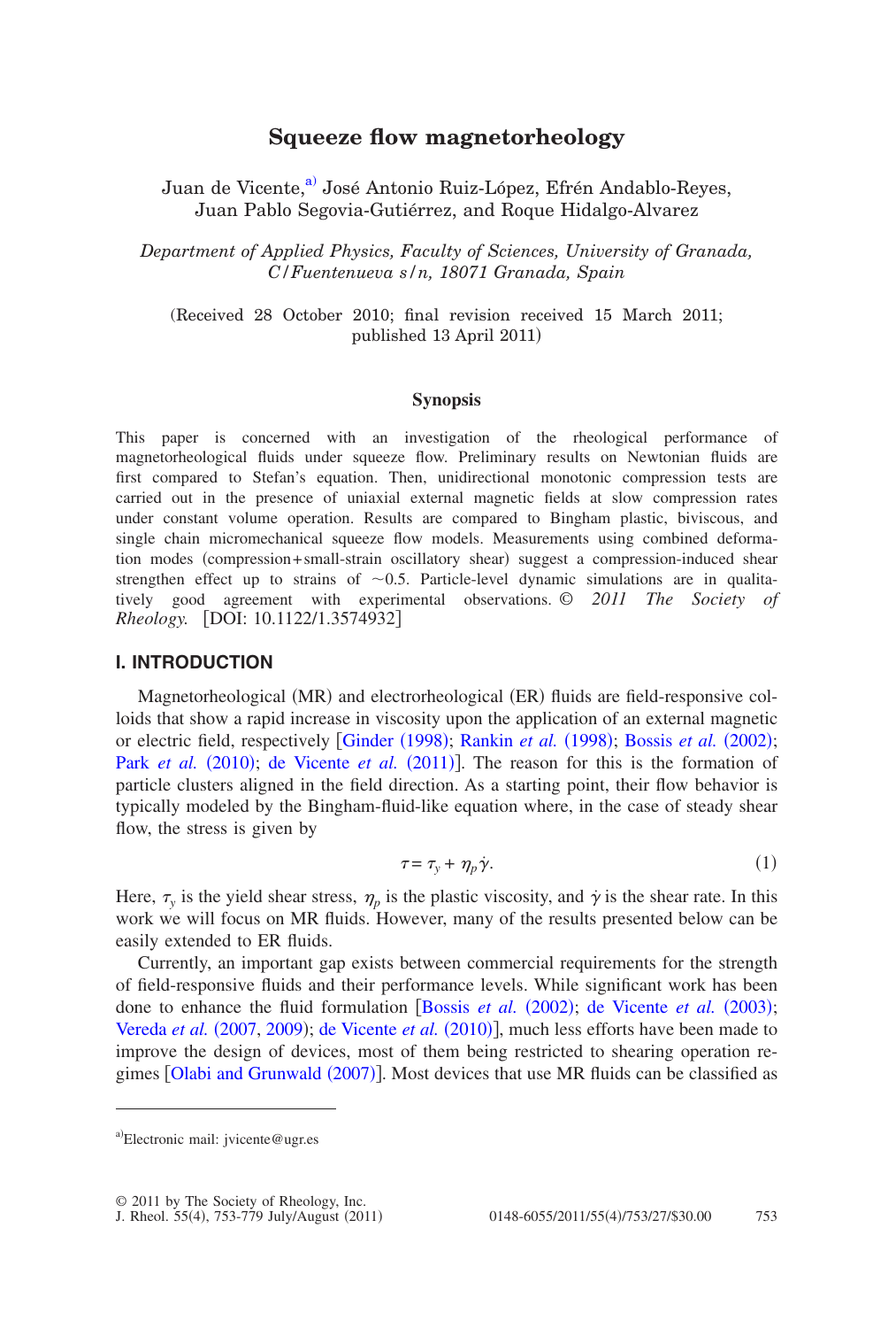# Squeeze flow magnetorheology

Juan de Vicente,[a] José Antonio Ruiz-López, Efrén Andablo-Reyes, Juan Pablo Segovia-Gutiérrez, and Roque Hidalgo-Alvarez

*Department of Applied Physics, Faculty of Sciences, University of Granada, C/Fuentenueva s/n, 18071 Granada, Spain*

(Received 28 October 2010; final revision received 15 March 2011; published 13 April 2011)

## Synopsis

This paper is concerned with an investigation of the rheological performance of magnetorheological fluids under squeeze flow. Preliminary results on Newtonian fluids are first compared to Stefan's equation. Then, unidirectional monotonic compression tests are carried out in the presence of uniaxial external magnetic fields at slow compression rates under constant volume operation. Results are compared to Bingham plastic, biviscous, and single chain micromechanical squeeze flow models. Measurements using combined deformation modes (compression+small-strain oscillatory shear) suggest a compression-induced shear strengthen effect up to strains of ~0.5. Particle-level dynamic simulations are in qualitatively good agreement with experimental observations. © *2011 The Society of Rheology.* [DOI: 10.1122/1.3574932]

## I. INTRODUCTION

Magnetorheological (MR) and electrorheological (ER) fluids are field-responsive colloids that show a rapid increase in viscosity upon the application of an external magnetic or electric field, respectively [Ginder (1998); Rankin *et al.* (1998); Bossis *et al.* (2002); Park *et al.* (2010); de Vicente *et al.* (2011)]. The reason for this is the formation of particle clusters aligned in the field direction. As a starting point, their flow behavior is typically modeled by the Bingham-fluid-like equation where, in the case of steady shear flow, the stress is given by

$$\tau = \tau_y + \eta_p \dot{\gamma}. \tag{1}$$

Here, $\tau_y$ is the yield shear stress, $\eta_p$ is the plastic viscosity, and $\dot{\gamma}$ is the shear rate. In this work we will focus on MR fluids. However, many of the results presented below can be easily extended to ER fluids.

Currently, an important gap exists between commercial requirements for the strength of field-responsive fluids and their performance levels. While significant work has been done to enhance the fluid formulation [Bossis *et al.* (2002); de Vicente *et al.* (2003); Vereda *et al.* (2007, 2009); de Vicente *et al.* (2010)], much less efforts have been made to improve the design of devices, most of them being restricted to shearing operation regimes [Olabi and Grunwald (2007)]. Most devices that use MR fluids can be classified as

[a]Electronic mail: jvicente@ugr.es

© 2011 by The Society of Rheology, Inc.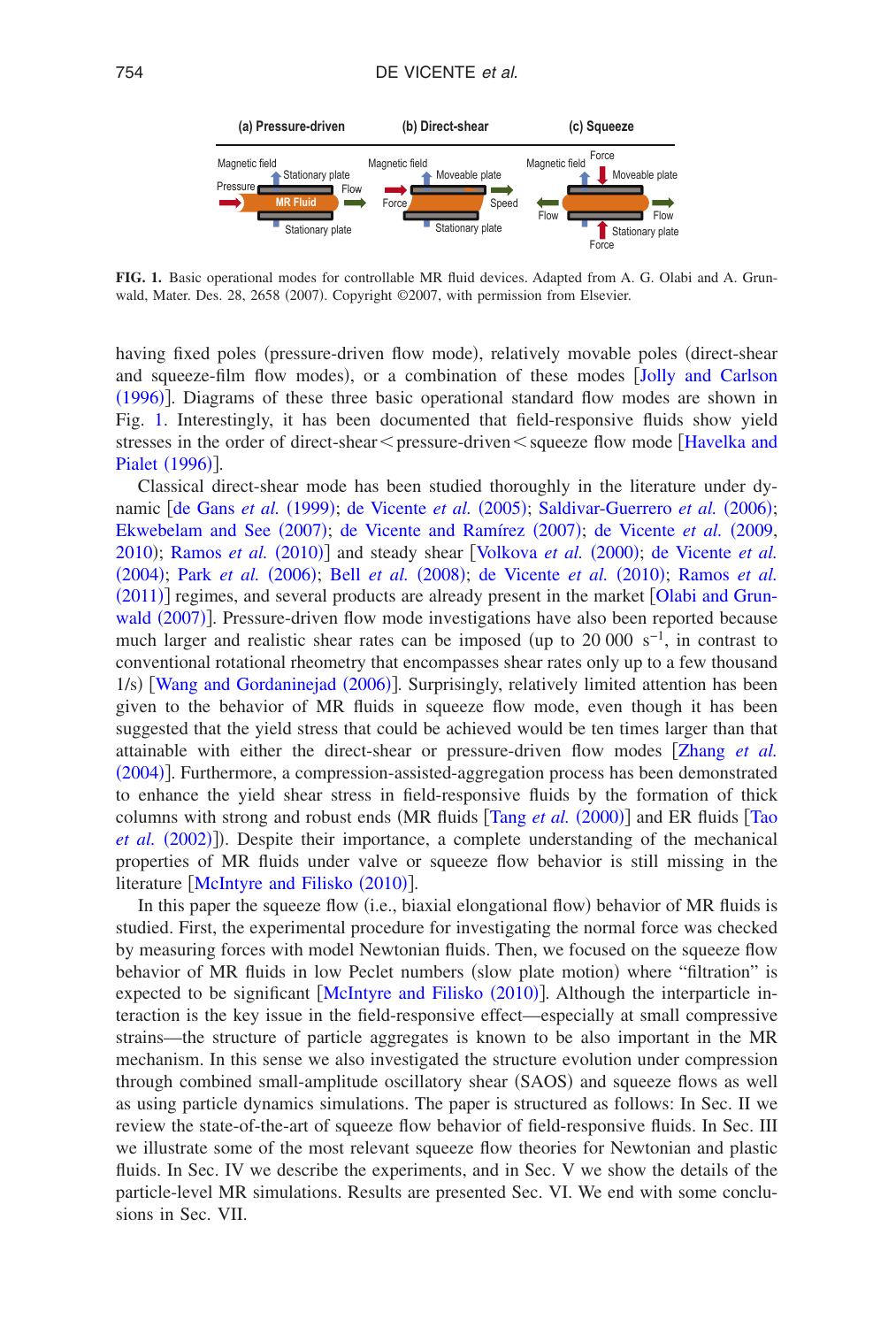**FIG. 1.** Basic operational modes for controllable MR fluid devices. Adapted from A. G. Olabi and A. Grunwald, Mater. Des. 28, 2658 (2007). Copyright ©2007, with permission from Elsevier.

having fixed poles (pressure-driven flow mode), relatively movable poles (direct-shear and squeeze-film flow modes), or a combination of these modes [Jolly and Carlson (1996)]. Diagrams of these three basic operational standard flow modes are shown in Fig. 1. Interestingly, it has been documented that field-responsive fluids show yield stresses in the order of direct-shear < pressure-driven < squeeze flow mode [Havelka and Pialet (1996)].

Classical direct-shear mode has been studied thoroughly in the literature under dynamic [de Gans *et al.* (1999); de Vicente *et al.* (2005); Saldivar-Guerrero *et al.* (2006); Ekwebelam and See (2007); de Vicente and Ramírez (2007); de Vicente *et al.* (2009, 2010); Ramos *et al.* (2010)] and steady shear [Volkova *et al.* (2000); de Vicente *et al.* (2004); Park *et al.* (2006); Bell *et al.* (2008); de Vicente *et al.* (2010); Ramos *et al.* (2011)] regimes, and several products are already present in the market [Olabi and Grunwald (2007)]. Pressure-driven flow mode investigations have also been reported because much larger and realistic shear rates can be imposed (up to 20 000 $s^{-1}$, in contrast to conventional rotational rheometry that encompasses shear rates only up to a few thousand 1/s) [Wang and Gordaninejad (2006)]. Surprisingly, relatively limited attention has been given to the behavior of MR fluids in squeeze flow mode, even though it has been suggested that the yield stress that could be achieved would be ten times larger than that attainable with either the direct-shear or pressure-driven flow modes [Zhang *et al.* (2004)]. Furthermore, a compression-assisted-aggregation process has been demonstrated to enhance the yield shear stress in field-responsive fluids by the formation of thick columns with strong and robust ends (MR fluids [Tang *et al.* (2000)] and ER fluids [Tao *et al.* (2002)]). Despite their importance, a complete understanding of the mechanical properties of MR fluids under valve or squeeze flow behavior is still missing in the literature [McIntyre and Filisko (2010)].

In this paper the squeeze flow (i.e., biaxial elongational flow) behavior of MR fluids is studied. First, the experimental procedure for investigating the normal force was checked by measuring forces with model Newtonian fluids. Then, we focused on the squeeze flow behavior of MR fluids in low Peclet numbers (slow plate motion) where "filtration" is expected to be significant [McIntyre and Filisko (2010)]. Although the interparticle interaction is the key issue in the field-responsive effect—especially at small compressive strains—the structure of particle aggregates is known to be also important in the MR mechanism. In this sense we also investigated the structure evolution under compression through combined small-amplitude oscillatory shear (SAOS) and squeeze flows as well as using particle dynamics simulations. The paper is structured as follows: In Sec. II we review the state-of-the-art of squeeze flow behavior of field-responsive fluids. In Sec. III we illustrate some of the most relevant squeeze flow theories for Newtonian and plastic fluids. In Sec. IV we describe the experiments, and in Sec. V we show the details of the particle-level MR simulations. Results are presented Sec. VI. We end with some conclusions in Sec. VII.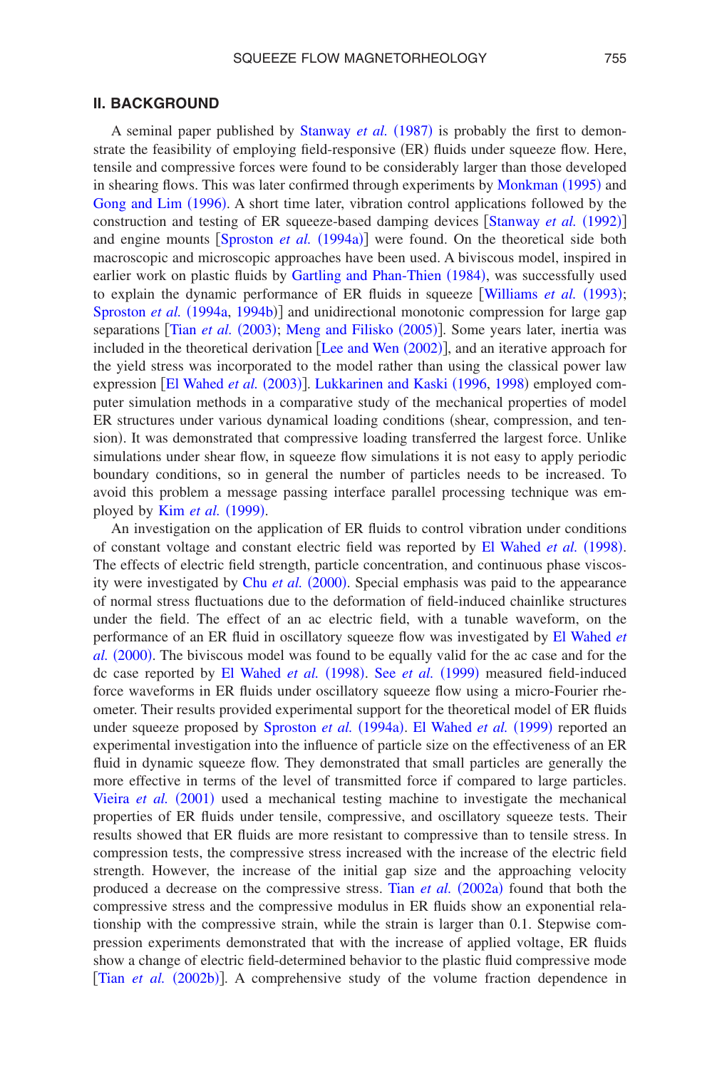## II. BACKGROUND

A seminal paper published by Stanway *et al.* (1987) is probably the first to demonstrate the feasibility of employing field-responsive (ER) fluids under squeeze flow. Here, tensile and compressive forces were found to be considerably larger than those developed in shearing flows. This was later confirmed through experiments by Monkman (1995) and Gong and Lim (1996). A short time later, vibration control applications followed by the construction and testing of ER squeeze-based damping devices [Stanway *et al.* (1992)] and engine mounts [Sproston *et al.* (1994a)] were found. On the theoretical side both macroscopic and microscopic approaches have been used. A biviscous model, inspired in earlier work on plastic fluids by Gartling and Phan-Thien (1984), was successfully used to explain the dynamic performance of ER fluids in squeeze [Williams *et al.* (1993); Sproston *et al.* (1994a, 1994b)] and unidirectional monotonic compression for large gap separations [Tian *et al.* (2003); Meng and Filisko (2005)]. Some years later, inertia was included in the theoretical derivation [Lee and Wen (2002)], and an iterative approach for the yield stress was incorporated to the model rather than using the classical power law expression [El Wahed *et al.* (2003)]. Lukkarinen and Kaski (1996, 1998) employed computer simulation methods in a comparative study of the mechanical properties of model ER structures under various dynamical loading conditions (shear, compression, and tension). It was demonstrated that compressive loading transferred the largest force. Unlike simulations under shear flow, in squeeze flow simulations it is not easy to apply periodic boundary conditions, so in general the number of particles needs to be increased. To avoid this problem a message passing interface parallel processing technique was employed by Kim *et al.* (1999).

An investigation on the application of ER fluids to control vibration under conditions of constant voltage and constant electric field was reported by El Wahed *et al.* (1998). The effects of electric field strength, particle concentration, and continuous phase viscosity were investigated by Chu *et al.* (2000). Special emphasis was paid to the appearance of normal stress fluctuations due to the deformation of field-induced chainlike structures under the field. The effect of an ac electric field, with a tunable waveform, on the performance of an ER fluid in oscillatory squeeze flow was investigated by El Wahed *et al.* (2000). The biviscous model was found to be equally valid for the ac case and for the dc case reported by El Wahed *et al.* (1998). See *et al.* (1999) measured field-induced force waveforms in ER fluids under oscillatory squeeze flow using a micro-Fourier rheometer. Their results provided experimental support for the theoretical model of ER fluids under squeeze proposed by Sproston *et al.* (1994a). El Wahed *et al.* (1999) reported an experimental investigation into the influence of particle size on the effectiveness of an ER fluid in dynamic squeeze flow. They demonstrated that small particles are generally the more effective in terms of the level of transmitted force if compared to large particles. Vieira *et al.* (2001) used a mechanical testing machine to investigate the mechanical properties of ER fluids under tensile, compressive, and oscillatory squeeze tests. Their results showed that ER fluids are more resistant to compressive than to tensile stress. In compression tests, the compressive stress increased with the increase of the electric field strength. However, the increase of the initial gap size and the approaching velocity produced a decrease on the compressive stress. Tian *et al.* (2002a) found that both the compressive stress and the compressive modulus in ER fluids show an exponential relationship with the compressive strain, while the strain is larger than 0.1. Stepwise compression experiments demonstrated that with the increase of applied voltage, ER fluids show a change of electric field-determined behavior to the plastic fluid compressive mode [Tian *et al.* (2002b)]. A comprehensive study of the volume fraction dependence in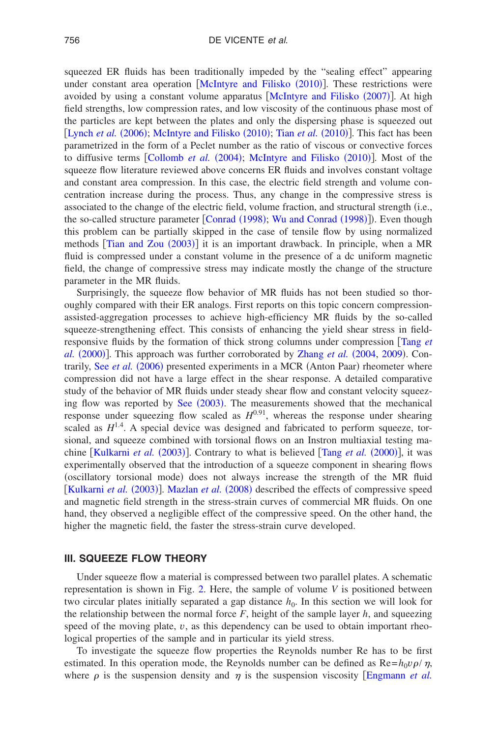squeezed ER fluids has been traditionally impeded by the "sealing effect" appearing under constant area operation [McIntyre and Filisko (2010)]. These restrictions were avoided by using a constant volume apparatus [McIntyre and Filisko (2007)]. At high field strengths, low compression rates, and low viscosity of the continuous phase most of the particles are kept between the plates and only the dispersing phase is squeezed out [Lynch *et al.* (2006); McIntyre and Filisko (2010); Tian *et al.* (2010)]. This fact has been parametrized in the form of a Peclet number as the ratio of viscous or convective forces to diffusive terms [Collomb *et al.* (2004); McIntyre and Filisko (2010)]. Most of the squeeze flow literature reviewed above concerns ER fluids and involves constant voltage and constant area compression. In this case, the electric field strength and volume concentration increase during the process. Thus, any change in the compressive stress is associated to the change of the electric field, volume fraction, and structural strength (i.e., the so-called structure parameter [Conrad (1998); Wu and Conrad (1998)]). Even though this problem can be partially skipped in the case of tensile flow by using normalized methods [Tian and Zou (2003)] it is an important drawback. In principle, when a MR fluid is compressed under a constant volume in the presence of a dc uniform magnetic field, the change of compressive stress may indicate mostly the change of the structure parameter in the MR fluids.

Surprisingly, the squeeze flow behavior of MR fluids has not been studied so thoroughly compared with their ER analogs. First reports on this topic concern compression-assisted-aggregation processes to achieve high-efficiency MR fluids by the so-called squeeze-strengthening effect. This consists of enhancing the yield shear stress in field-responsive fluids by the formation of thick strong columns under compression [Tang *et al.* (2000)]. This approach was further corroborated by Zhang *et al.* (2004, 2009). Contrarily, See *et al.* (2006) presented experiments in a MCR (Anton Paar) rheometer where compression did not have a large effect in the shear response. A detailed comparative study of the behavior of MR fluids under steady shear flow and constant velocity squeezing flow was reported by See (2003). The measurements showed that the mechanical response under squeezing flow scaled as $H^{0.91}$, whereas the response under shearing scaled as $H^{1.4}$. A special device was designed and fabricated to perform squeeze, torsional, and squeeze combined with torsional flows on an Instron multiaxial testing machine [Kulkarni *et al.* (2003)]. Contrary to what is believed [Tang *et al.* (2000)], it was experimentally observed that the introduction of a squeeze component in shearing flows (oscillatory torsional mode) does not always increase the strength of the MR fluid [Kulkarni *et al.* (2003)]. Mazlan *et al.* (2008) described the effects of compressive speed and magnetic field strength in the stress-strain curves of commercial MR fluids. On one hand, they observed a negligible effect of the compressive speed. On the other hand, the higher the magnetic field, the faster the stress-strain curve developed.

## III. SQUEEZE FLOW THEORY

Under squeeze flow a material is compressed between two parallel plates. A schematic representation is shown in Fig. 2. Here, the sample of volume $V$ is positioned between two circular plates initially separated a gap distance $h_0$. In this section we will look for the relationship between the normal force $F$, height of the sample layer $h$, and squeezing speed of the moving plate, $v$, as this dependency can be used to obtain important rheological properties of the sample and in particular its yield stress.

To investigate the squeeze flow properties the Reynolds number Re has to be first estimated. In this operation mode, the Reynolds number can be defined as $\mathrm{Re}=h_0 v \rho / \eta$, where $\rho$ is the suspension density and $\eta$ is the suspension viscosity [Engmann *et al.*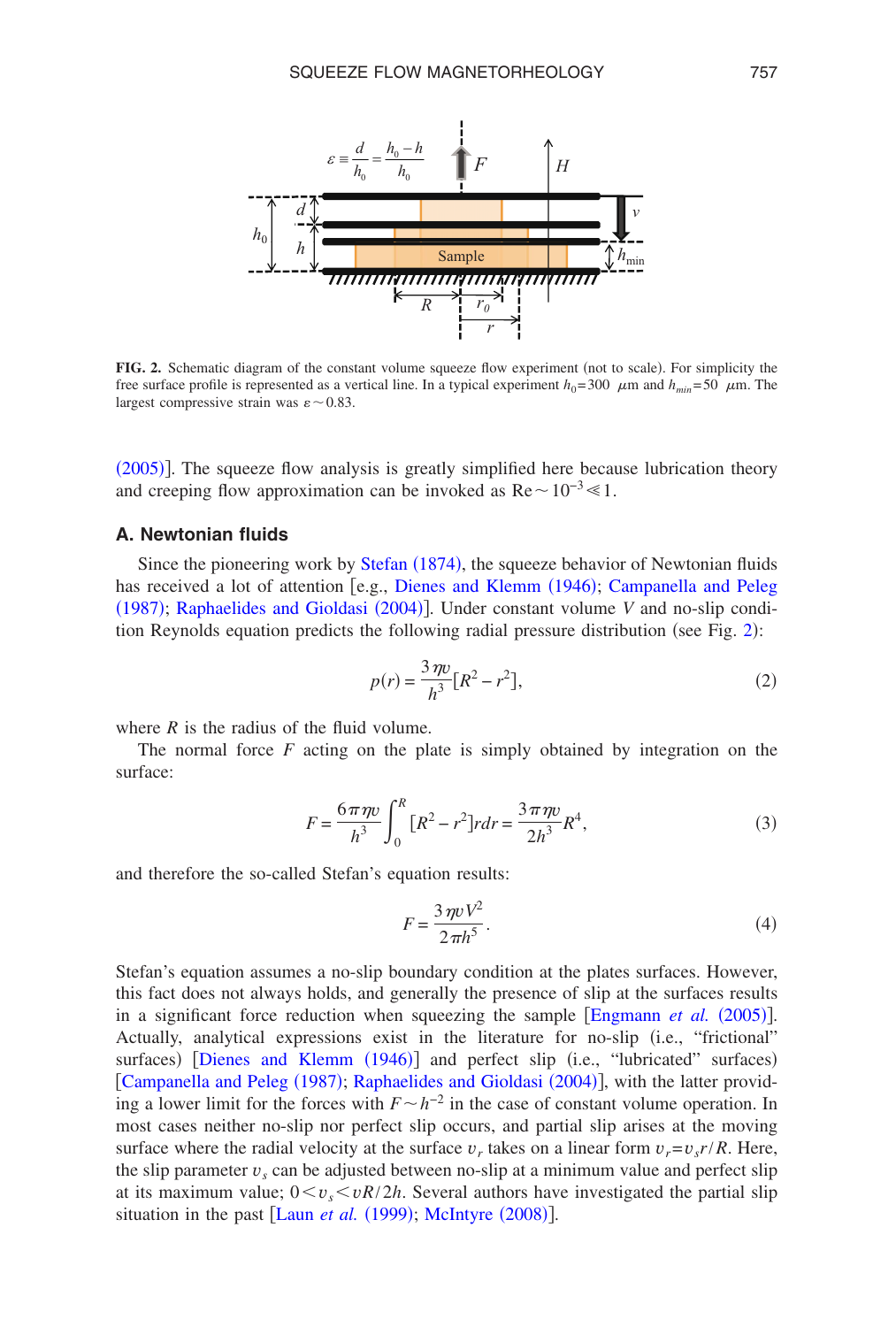**FIG. 2.** Schematic diagram of the constant volume squeeze flow experiment (not to scale). For simplicity the free surface profile is represented as a vertical line. In a typical experiment $h_0=300$ $\mu$m and $h_{min}=50$ $\mu$m. The largest compressive strain was $\varepsilon \sim 0.83$.

(2005)]. The squeeze flow analysis is greatly simplified here because lubrication theory and creeping flow approximation can be invoked as $\mathrm{Re} \sim 10^{-3} \ll 1$.

### A. Newtonian fluids

Since the pioneering work by Stefan (1874), the squeeze behavior of Newtonian fluids has received a lot of attention [e.g., Dienes and Klemm (1946); Campanella and Peleg (1987); Raphaelides and Gioldasi (2004)]. Under constant volume $V$ and no-slip condition Reynolds equation predicts the following radial pressure distribution (see Fig. 2):

$$p(r) = \frac{3\eta v}{h^3}[R^2 - r^2], \tag{2}$$

where $R$ is the radius of the fluid volume.

The normal force $F$ acting on the plate is simply obtained by integration on the surface:

$$F = \frac{6\pi\eta v}{h^3}\int_0^R [R^2 - r^2] r dr = \frac{3\pi\eta v}{2h^3}R^4, \tag{3}$$

and therefore the so-called Stefan's equation results:

$$F = \frac{3\eta v V^2}{2\pi h^5}. \tag{4}$$

Stefan's equation assumes a no-slip boundary condition at the plates surfaces. However, this fact does not always holds, and generally the presence of slip at the surfaces results in a significant force reduction when squeezing the sample [Engmann *et al.* (2005)]. Actually, analytical expressions exist in the literature for no-slip (i.e., "frictional" surfaces) [Dienes and Klemm (1946)] and perfect slip (i.e., "lubricated" surfaces) [Campanella and Peleg (1987); Raphaelides and Gioldasi (2004)], with the latter providing a lower limit for the forces with $F \sim h^{-2}$ in the case of constant volume operation. In most cases neither no-slip nor perfect slip occurs, and partial slip arises at the moving surface where the radial velocity at the surface $v_r$ takes on a linear form $v_r = v_s r/R$. Here, the slip parameter $v_s$ can be adjusted between no-slip at a minimum value and perfect slip at its maximum value; $0 < v_s < vR/2h$. Several authors have investigated the partial slip situation in the past [Laun *et al.* (1999); McIntyre (2008)].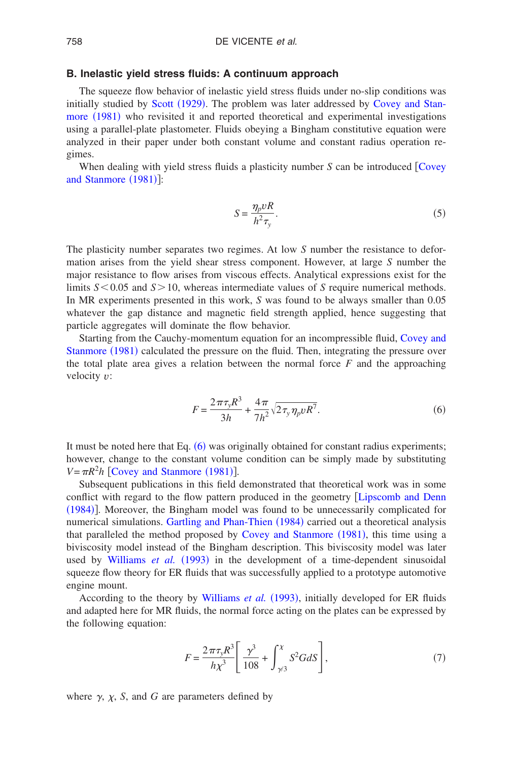### B. Inelastic yield stress fluids: A continuum approach

The squeeze flow behavior of inelastic yield stress fluids under no-slip conditions was initially studied by Scott (1929). The problem was later addressed by Covey and Stanmore (1981) who revisited it and reported theoretical and experimental investigations using a parallel-plate plastometer. Fluids obeying a Bingham constitutive equation were analyzed in their paper under both constant volume and constant radius operation regimes.

When dealing with yield stress fluids a plasticity number $S$ can be introduced [Covey and Stanmore (1981)]:

$$S = \frac{\eta_p v R}{h^2 \tau_y}. \tag{5}$$

The plasticity number separates two regimes. At low $S$ number the resistance to deformation arises from the yield shear stress component. However, at large $S$ number the major resistance to flow arises from viscous effects. Analytical expressions exist for the limits $S < 0.05$ and $S > 10$, whereas intermediate values of $S$ require numerical methods. In MR experiments presented in this work, $S$ was found to be always smaller than 0.05 whatever the gap distance and magnetic field strength applied, hence suggesting that particle aggregates will dominate the flow behavior.

Starting from the Cauchy-momentum equation for an incompressible fluid, Covey and Stanmore (1981) calculated the pressure on the fluid. Then, integrating the pressure over the total plate area gives a relation between the normal force $F$ and the approaching velocity $v$:

$$F = \frac{2\pi\tau_y R^3}{3h} + \frac{4\pi}{7h^2}\sqrt{2\tau_y \eta_p v R^7}. \tag{6}$$

It must be noted here that Eq. (6) was originally obtained for constant radius experiments; however, change to the constant volume condition can be simply made by substituting $V = \pi R^2 h$ [Covey and Stanmore (1981)].

Subsequent publications in this field demonstrated that theoretical work was in some conflict with regard to the flow pattern produced in the geometry [Lipscomb and Denn (1984)]. Moreover, the Bingham model was found to be unnecessarily complicated for numerical simulations. Gartling and Phan-Thien (1984) carried out a theoretical analysis that paralleled the method proposed by Covey and Stanmore (1981), this time using a biviscosity model instead of the Bingham description. This biviscosity model was later used by Williams *et al.* (1993) in the development of a time-dependent sinusoidal squeeze flow theory for ER fluids that was successfully applied to a prototype automotive engine mount.

According to the theory by Williams *et al.* (1993), initially developed for ER fluids and adapted here for MR fluids, the normal force acting on the plates can be expressed by the following equation:

$$F = \frac{2\pi\tau_y R^3}{h\chi^3}\left[\frac{\gamma^3}{108} + \int_{\gamma/3}^{\chi} S^2 G dS\right], \tag{7}$$

where $\gamma$, $\chi$, $S$, and $G$ are parameters defined by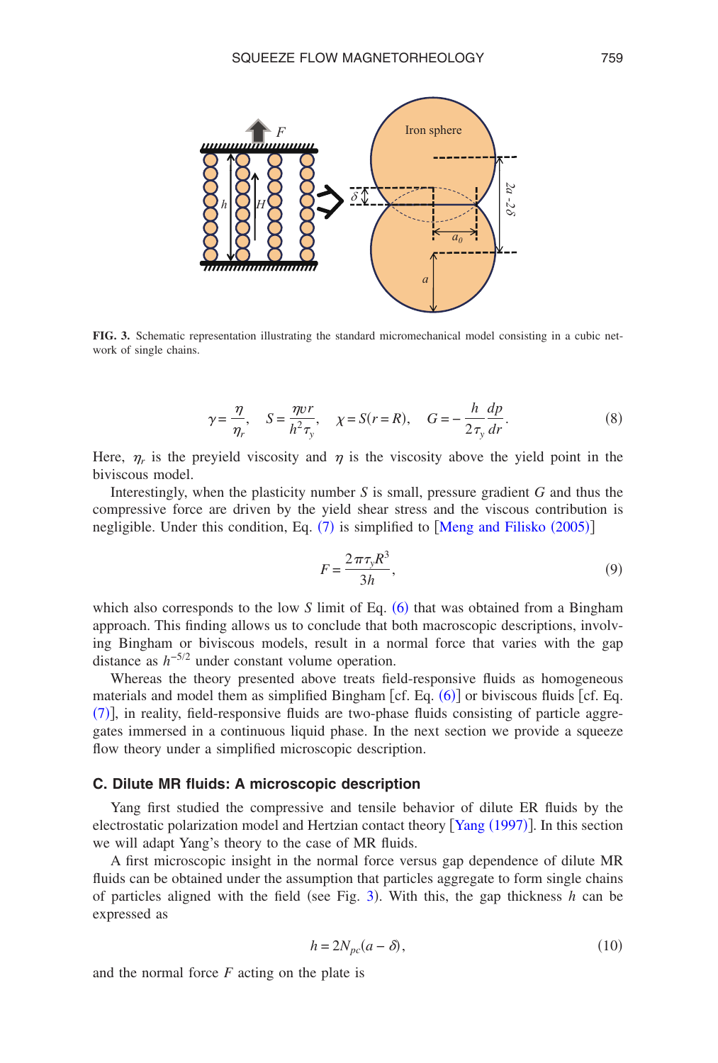FIG. 3. Schematic representation illustrating the standard micromechanical model consisting in a cubic network of single chains.

$$\gamma = \frac{\eta}{\eta_r}, \quad S = \frac{\eta v r}{h^2 \tau_y}, \quad \chi = S(r = R), \quad G = -\frac{h}{2\tau_y}\frac{dp}{dr}. \tag{8}$$

Here, $\eta_r$ is the preyield viscosity and $\eta$ is the viscosity above the yield point in the biviscous model.

Interestingly, when the plasticity number $S$ is small, pressure gradient $G$ and thus the compressive force are driven by the yield shear stress and the viscous contribution is negligible. Under this condition, Eq. (7) is simplified to [Meng and Filisko (2005)]

$$F = \frac{2\pi \tau_y R^3}{3h}, \tag{9}$$

which also corresponds to the low $S$ limit of Eq. (6) that was obtained from a Bingham approach. This finding allows us to conclude that both macroscopic descriptions, involving Bingham or biviscous models, result in a normal force that varies with the gap distance as $h^{-5/2}$ under constant volume operation.

Whereas the theory presented above treats field-responsive fluids as homogeneous materials and model them as simplified Bingham [cf. Eq. (6)] or biviscous fluids [cf. Eq. (7)], in reality, field-responsive fluids are two-phase fluids consisting of particle aggregates immersed in a continuous liquid phase. In the next section we provide a squeeze flow theory under a simplified microscopic description.

### C. Dilute MR fluids: A microscopic description

Yang first studied the compressive and tensile behavior of dilute ER fluids by the electrostatic polarization model and Hertzian contact theory [Yang (1997)]. In this section we will adapt Yang's theory to the case of MR fluids.

A first microscopic insight in the normal force versus gap dependence of dilute MR fluids can be obtained under the assumption that particles aggregate to form single chains of particles aligned with the field (see Fig. 3). With this, the gap thickness $h$ can be expressed as

$$h = 2N_{pc}(a - \delta), \tag{10}$$

and the normal force $F$ acting on the plate is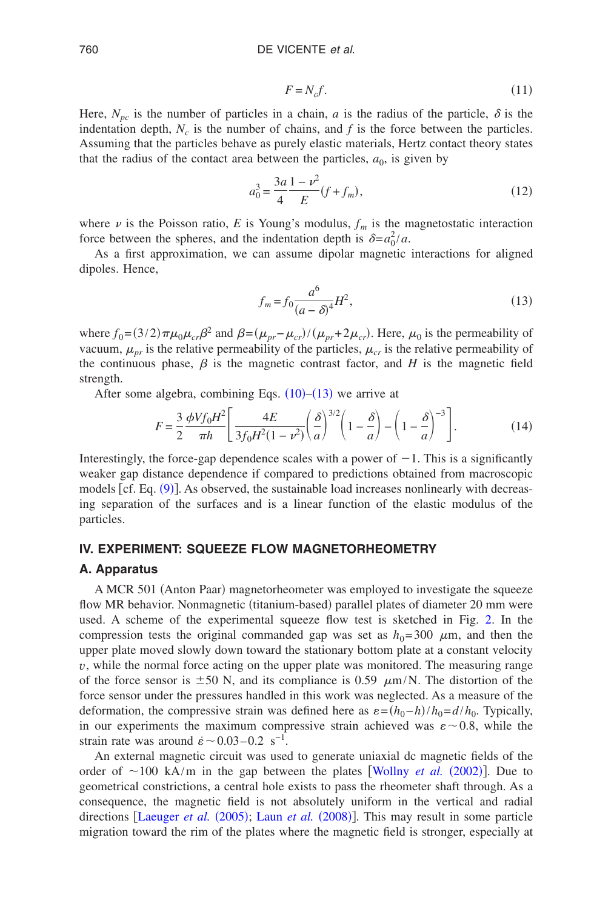$$F = N_c f. \tag{11}$$

Here, $N_{pc}$ is the number of particles in a chain, $a$ is the radius of the particle, $\delta$ is the indentation depth, $N_c$ is the number of chains, and $f$ is the force between the particles. Assuming that the particles behave as purely elastic materials, Hertz contact theory states that the radius of the contact area between the particles, $a_0$, is given by

$$a_0^3 = \frac{3a}{4}\frac{1-\nu^2}{E}(f + f_m), \tag{12}$$

where $\nu$ is the Poisson ratio, $E$ is Young's modulus, $f_m$ is the magnetostatic interaction force between the spheres, and the indentation depth is $\delta = a_0^2/a$.

As a first approximation, we can assume dipolar magnetic interactions for aligned dipoles. Hence,

$$f_m = f_0 \frac{a^6}{(a-\delta)^4} H^2, \tag{13}$$

where $f_0 = (3/2)\pi\mu_0\mu_{cr}\beta^2$ and $\beta = (\mu_{pr} - \mu_{cr})/(\mu_{pr} + 2\mu_{cr})$. Here, $\mu_0$ is the permeability of vacuum, $\mu_{pr}$ is the relative permeability of the particles, $\mu_{cr}$ is the relative permeability of the continuous phase, $\beta$ is the magnetic contrast factor, and $H$ is the magnetic field strength.

After some algebra, combining Eqs. (10)–(13) we arrive at

$$F = \frac{3}{2}\frac{\phi V f_0 H^2}{\pi h}\left[\frac{4E}{3 f_0 H^2 (1-\nu^2)}\left(\frac{\delta}{a}\right)^{3/2}\left(1 - \frac{\delta}{a}\right) - \left(1 - \frac{\delta}{a}\right)^{-3}\right]. \tag{14}$$

Interestingly, the force-gap dependence scales with a power of $-1$. This is a significantly weaker gap distance dependence if compared to predictions obtained from macroscopic models [cf. Eq. (9)]. As observed, the sustainable load increases nonlinearly with decreasing separation of the surfaces and is a linear function of the elastic modulus of the particles.

## IV. EXPERIMENT: SQUEEZE FLOW MAGNETORHEOMETRY

### A. Apparatus

A MCR 501 (Anton Paar) magnetorheometer was employed to investigate the squeeze flow MR behavior. Nonmagnetic (titanium-based) parallel plates of diameter 20 mm were used. A scheme of the experimental squeeze flow test is sketched in Fig. 2. In the compression tests the original commanded gap was set as $h_0 = 300$ $\mu$m, and then the upper plate moved slowly down toward the stationary bottom plate at a constant velocity $v$, while the normal force acting on the upper plate was monitored. The measuring range of the force sensor is $\pm 50$ N, and its compliance is 0.59 $\mu$m/N. The distortion of the force sensor under the pressures handled in this work was neglected. As a measure of the deformation, the compressive strain was defined here as $\varepsilon = (h_0 - h)/h_0 = d/h_0$. Typically, in our experiments the maximum compressive strain achieved was $\varepsilon \sim 0.8$, while the strain rate was around $\dot{\varepsilon} \sim 0.03$–$0.2$ s$^{-1}$.

An external magnetic circuit was used to generate uniaxial dc magnetic fields of the order of $\sim 100$ kA/m in the gap between the plates [Wollny *et al.* (2002)]. Due to geometrical constrictions, a central hole exists to pass the rheometer shaft through. As a consequence, the magnetic field is not absolutely uniform in the vertical and radial directions [Laeuger *et al.* (2005); Laun *et al.* (2008)]. This may result in some particle migration toward the rim of the plates where the magnetic field is stronger, especially at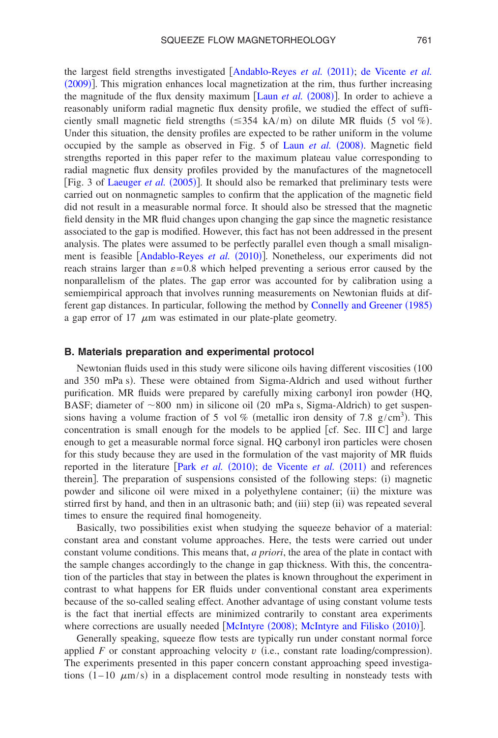the largest field strengths investigated [Andablo-Reyes *et al.* (2011); de Vicente *et al.* (2009)]. This migration enhances local magnetization at the rim, thus further increasing the magnitude of the flux density maximum [Laun *et al.* (2008)]. In order to achieve a reasonably uniform radial magnetic flux density profile, we studied the effect of sufficiently small magnetic field strengths ($\leq$354 kA/m) on dilute MR fluids (5 vol %). Under this situation, the density profiles are expected to be rather uniform in the volume occupied by the sample as observed in Fig. 5 of Laun *et al.* (2008). Magnetic field strengths reported in this paper refer to the maximum plateau value corresponding to radial magnetic flux density profiles provided by the manufactures of the magnetocell [Fig. 3 of Laeuger *et al.* (2005)]. It should also be remarked that preliminary tests were carried out on nonmagnetic samples to confirm that the application of the magnetic field did not result in a measurable normal force. It should also be stressed that the magnetic field density in the MR fluid changes upon changing the gap since the magnetic resistance associated to the gap is modified. However, this fact has not been addressed in the present analysis. The plates were assumed to be perfectly parallel even though a small misalignment is feasible [Andablo-Reyes *et al.* (2010)]. Nonetheless, our experiments did not reach strains larger than $\varepsilon = 0.8$ which helped preventing a serious error caused by the nonparallelism of the plates. The gap error was accounted for by calibration using a semiempirical approach that involves running measurements on Newtonian fluids at different gap distances. In particular, following the method by Connelly and Greener (1985) a gap error of 17 $\mu$m was estimated in our plate-plate geometry.

### B. Materials preparation and experimental protocol

Newtonian fluids used in this study were silicone oils having different viscosities (100 and 350 mPa s). These were obtained from Sigma-Aldrich and used without further purification. MR fluids were prepared by carefully mixing carbonyl iron powder (HQ, BASF; diameter of ~800 nm) in silicone oil (20 mPa s, Sigma-Aldrich) to get suspensions having a volume fraction of 5 vol % (metallic iron density of 7.8 g/cm$^3$). This concentration is small enough for the models to be applied [cf. Sec. III C] and large enough to get a measurable normal force signal. HQ carbonyl iron particles were chosen for this study because they are used in the formulation of the vast majority of MR fluids reported in the literature [Park *et al.* (2010); de Vicente *et al.* (2011) and references therein]. The preparation of suspensions consisted of the following steps: (i) magnetic powder and silicone oil were mixed in a polyethylene container; (ii) the mixture was stirred first by hand, and then in an ultrasonic bath; and (iii) step (ii) was repeated several times to ensure the required final homogeneity.

Basically, two possibilities exist when studying the squeeze behavior of a material: constant area and constant volume approaches. Here, the tests were carried out under constant volume conditions. This means that, *a priori*, the area of the plate in contact with the sample changes accordingly to the change in gap thickness. With this, the concentration of the particles that stay in between the plates is known throughout the experiment in contrast to what happens for ER fluids under conventional constant area experiments because of the so-called sealing effect. Another advantage of using constant volume tests is the fact that inertial effects are minimized contrarily to constant area experiments where corrections are usually needed [McIntyre (2008); McIntyre and Filisko (2010)].

Generally speaking, squeeze flow tests are typically run under constant normal force applied $F$ or constant approaching velocity $v$ (i.e., constant rate loading/compression). The experiments presented in this paper concern constant approaching speed investigations (1–10 $\mu$m/s) in a displacement control mode resulting in nonsteady tests with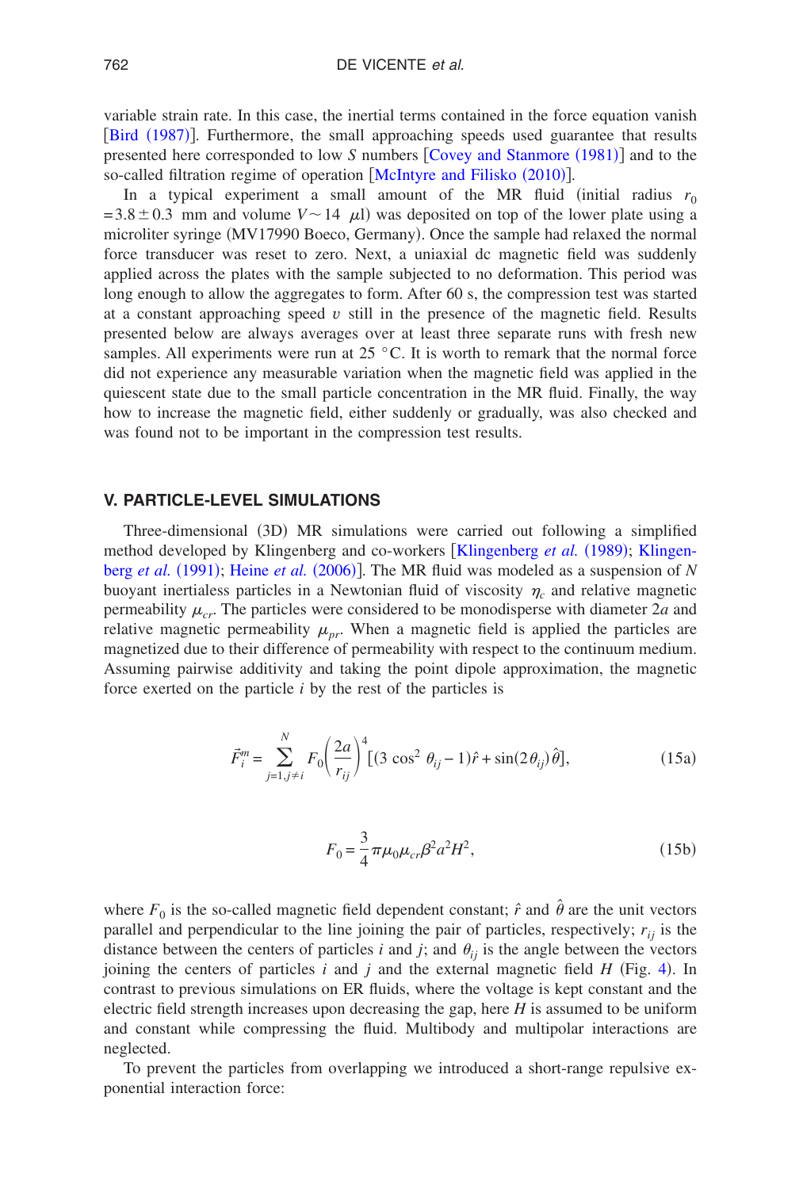variable strain rate. In this case, the inertial terms contained in the force equation vanish [Bird (1987)]. Furthermore, the small approaching speeds used guarantee that results presented here corresponded to low $S$ numbers [Covey and Stanmore (1981)] and to the so-called filtration regime of operation [McIntyre and Filisko (2010)].

In a typical experiment a small amount of the MR fluid (initial radius $r_0 = 3.8 \pm 0.3$ mm and volume $V \sim 14$ $\mu$l) was deposited on top of the lower plate using a microliter syringe (MV17990 Boeco, Germany). Once the sample had relaxed the normal force transducer was reset to zero. Next, a uniaxial dc magnetic field was suddenly applied across the plates with the sample subjected to no deformation. This period was long enough to allow the aggregates to form. After 60 s, the compression test was started at a constant approaching speed $v$ still in the presence of the magnetic field. Results presented below are always averages over at least three separate runs with fresh new samples. All experiments were run at 25 °C. It is worth to remark that the normal force did not experience any measurable variation when the magnetic field was applied in the quiescent state due to the small particle concentration in the MR fluid. Finally, the way how to increase the magnetic field, either suddenly or gradually, was also checked and was found not to be important in the compression test results.

## V. PARTICLE-LEVEL SIMULATIONS

Three-dimensional (3D) MR simulations were carried out following a simplified method developed by Klingenberg and co-workers [Klingenberg *et al.* (1989); Klingenberg *et al.* (1991); Heine *et al.* (2006)]. The MR fluid was modeled as a suspension of $N$ buoyant inertialess particles in a Newtonian fluid of viscosity $\eta_c$ and relative magnetic permeability $\mu_{cr}$. The particles were considered to be monodisperse with diameter $2a$ and relative magnetic permeability $\mu_{pr}$. When a magnetic field is applied the particles are magnetized due to their difference of permeability with respect to the continuum medium. Assuming pairwise additivity and taking the point dipole approximation, the magnetic force exerted on the particle $i$ by the rest of the particles is

$$\vec{F}_i^m = \sum_{j=1, j\neq i}^{N} F_0 \left(\frac{2a}{r_{ij}}\right)^4 [(3\cos^2\theta_{ij} - 1)\hat{r} + \sin(2\theta_{ij})\hat{\theta}], \tag{15a}$$

$$F_0 = \frac{3}{4}\pi\mu_0\mu_{cr}\beta^2 a^2 H^2, \tag{15b}$$

where $F_0$ is the so-called magnetic field dependent constant; $\hat{r}$ and $\hat{\theta}$ are the unit vectors parallel and perpendicular to the line joining the pair of particles, respectively; $r_{ij}$ is the distance between the centers of particles $i$ and $j$; and $\theta_{ij}$ is the angle between the vectors joining the centers of particles $i$ and $j$ and the external magnetic field $H$ (Fig. 4). In contrast to previous simulations on ER fluids, where the voltage is kept constant and the electric field strength increases upon decreasing the gap, here $H$ is assumed to be uniform and constant while compressing the fluid. Multibody and multipolar interactions are neglected.

To prevent the particles from overlapping we introduced a short-range repulsive exponential interaction force: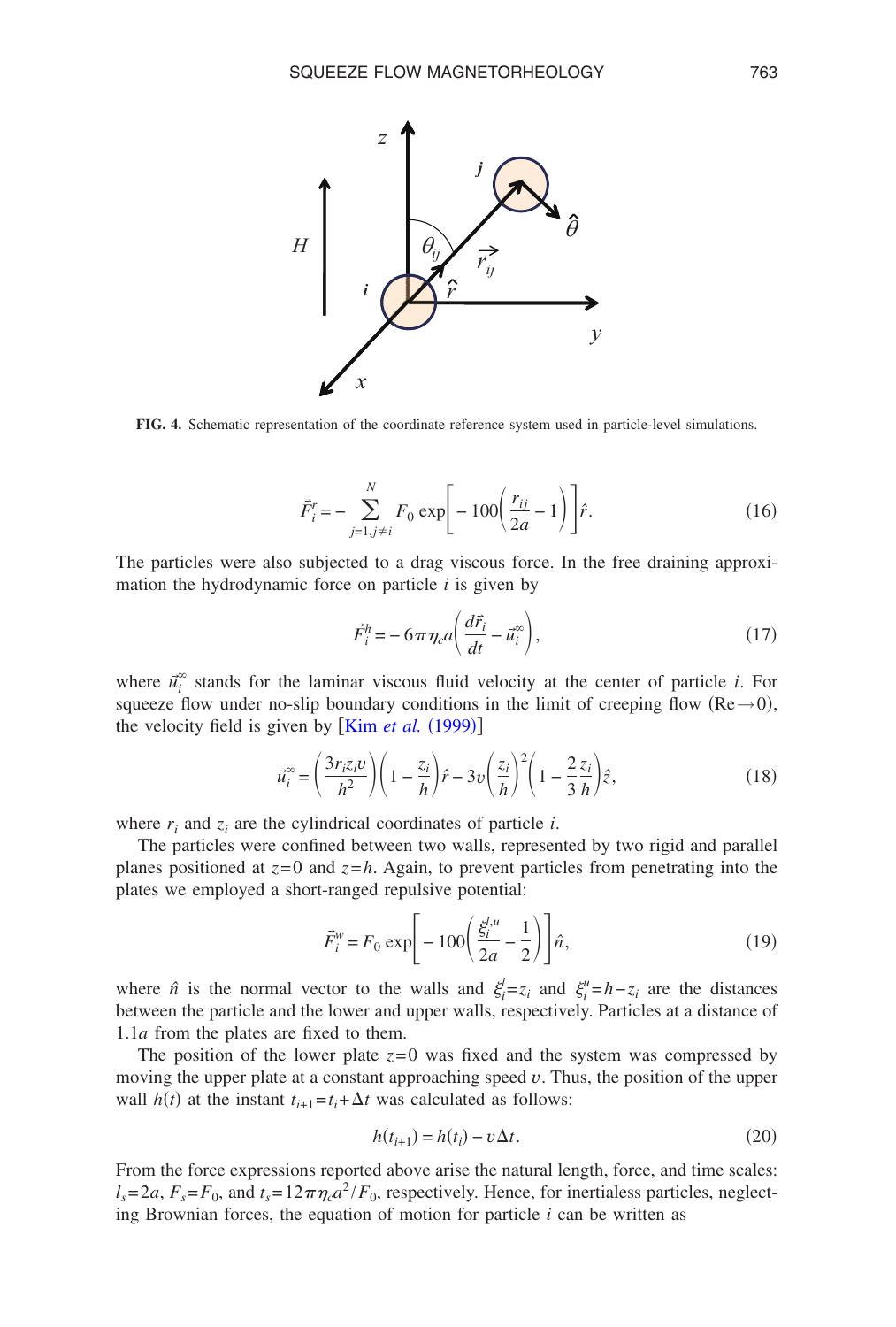**FIG. 4.** Schematic representation of the coordinate reference system used in particle-level simulations.

$$\vec{F}_i^r = -\sum_{j=1, j\neq i}^{N} F_0 \exp\left[-100\left(\frac{r_{ij}}{2a} - 1\right)\right]\hat{r}. \tag{16}$$

The particles were also subjected to a drag viscous force. In the free draining approximation the hydrodynamic force on particle $i$ is given by

$$\vec{F}_i^h = -6\pi\eta_c a\left(\frac{d\vec{r}_i}{dt} - \vec{u}_i^\infty\right), \tag{17}$$

where $\vec{u}_i^\infty$ stands for the laminar viscous fluid velocity at the center of particle $i$. For squeeze flow under no-slip boundary conditions in the limit of creeping flow ($\text{Re}\rightarrow 0$), the velocity field is given by [Kim *et al.* (1999)]

$$\vec{u}_i^\infty = \left(\frac{3r_i z_i v}{h^2}\right)\left(1 - \frac{z_i}{h}\right)\hat{r} - 3v\left(\frac{z_i}{h}\right)^2\left(1 - \frac{2}{3}\frac{z_i}{h}\right)\hat{z}, \tag{18}$$

where $r_i$ and $z_i$ are the cylindrical coordinates of particle $i$.

The particles were confined between two walls, represented by two rigid and parallel planes positioned at $z=0$ and $z=h$. Again, to prevent particles from penetrating into the plates we employed a short-ranged repulsive potential:

$$\vec{F}_i^w = F_0 \exp\left[-100\left(\frac{\xi_i^{l,u}}{2a} - \frac{1}{2}\right)\right]\hat{n}, \tag{19}$$

where $\hat{n}$ is the normal vector to the walls and $\xi_i^l = z_i$ and $\xi_i^u = h - z_i$ are the distances between the particle and the lower and upper walls, respectively. Particles at a distance of $1.1a$ from the plates are fixed to them.

The position of the lower plate $z=0$ was fixed and the system was compressed by moving the upper plate at a constant approaching speed $v$. Thus, the position of the upper wall $h(t)$ at the instant $t_{i+1} = t_i + \Delta t$ was calculated as follows:

$$h(t_{i+1}) = h(t_i) - v\Delta t. \tag{20}$$

From the force expressions reported above arise the natural length, force, and time scales: $l_s = 2a$, $F_s = F_0$, and $t_s = 12\pi\eta_c a^2/F_0$, respectively. Hence, for inertialess particles, neglecting Brownian forces, the equation of motion for particle $i$ can be written as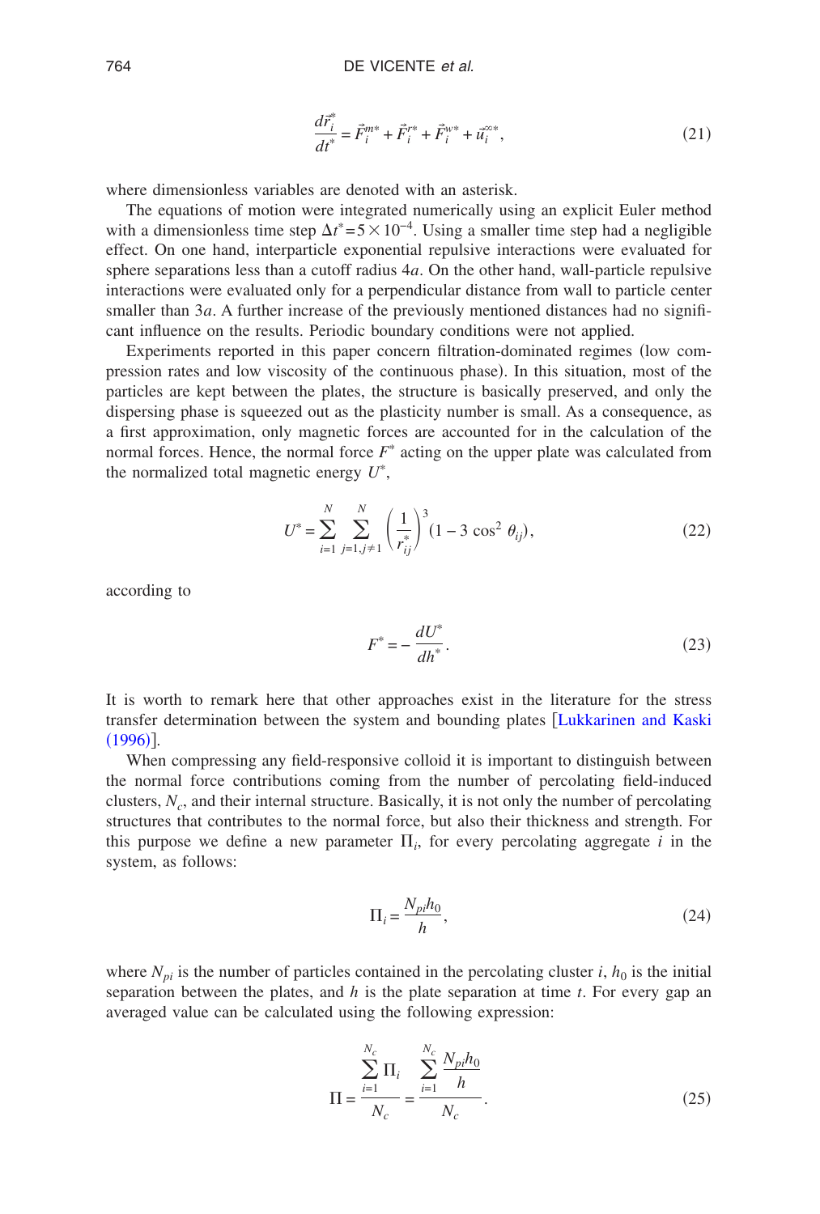$$\frac{d\vec{r}_i^*}{dt^*} = \vec{F}_i^{m*} + \vec{F}_i^{r*} + \vec{F}_i^{w*} + \vec{u}_i^{\infty *}, \tag{21}$$

where dimensionless variables are denoted with an asterisk.

The equations of motion were integrated numerically using an explicit Euler method with a dimensionless time step $\Delta t^* = 5 \times 10^{-4}$. Using a smaller time step had a negligible effect. On one hand, interparticle exponential repulsive interactions were evaluated for sphere separations less than a cutoff radius $4a$. On the other hand, wall-particle repulsive interactions were evaluated only for a perpendicular distance from wall to particle center smaller than $3a$. A further increase of the previously mentioned distances had no significant influence on the results. Periodic boundary conditions were not applied.

Experiments reported in this paper concern filtration-dominated regimes (low compression rates and low viscosity of the continuous phase). In this situation, most of the particles are kept between the plates, the structure is basically preserved, and only the dispersing phase is squeezed out as the plasticity number is small. As a consequence, as a first approximation, only magnetic forces are accounted for in the calculation of the normal forces. Hence, the normal force $F^*$ acting on the upper plate was calculated from the normalized total magnetic energy $U^*$,

$$U^* = \sum_{i=1}^{N} \sum_{j=1, j \neq 1}^{N} \left( \frac{1}{r_{ij}^*} \right)^3 (1 - 3 \cos^2 \theta_{ij}), \tag{22}$$

according to

$$F^* = -\frac{dU^*}{dh^*}. \tag{23}$$

It is worth to remark here that other approaches exist in the literature for the stress transfer determination between the system and bounding plates [Lukkarinen and Kaski (1996)].

When compressing any field-responsive colloid it is important to distinguish between the normal force contributions coming from the number of percolating field-induced clusters, $N_c$, and their internal structure. Basically, it is not only the number of percolating structures that contributes to the normal force, but also their thickness and strength. For this purpose we define a new parameter $\Pi_i$, for every percolating aggregate $i$ in the system, as follows:

$$\Pi_i = \frac{N_{pi} h_0}{h}, \tag{24}$$

where $N_{pi}$ is the number of particles contained in the percolating cluster $i$, $h_0$ is the initial separation between the plates, and $h$ is the plate separation at time $t$. For every gap an averaged value can be calculated using the following expression:

$$\Pi = \frac{\sum_{i=1}^{N_c} \Pi_i}{N_c} = \frac{\sum_{i=1}^{N_c} \frac{N_{pi} h_0}{h}}{N_c}. \tag{25}$$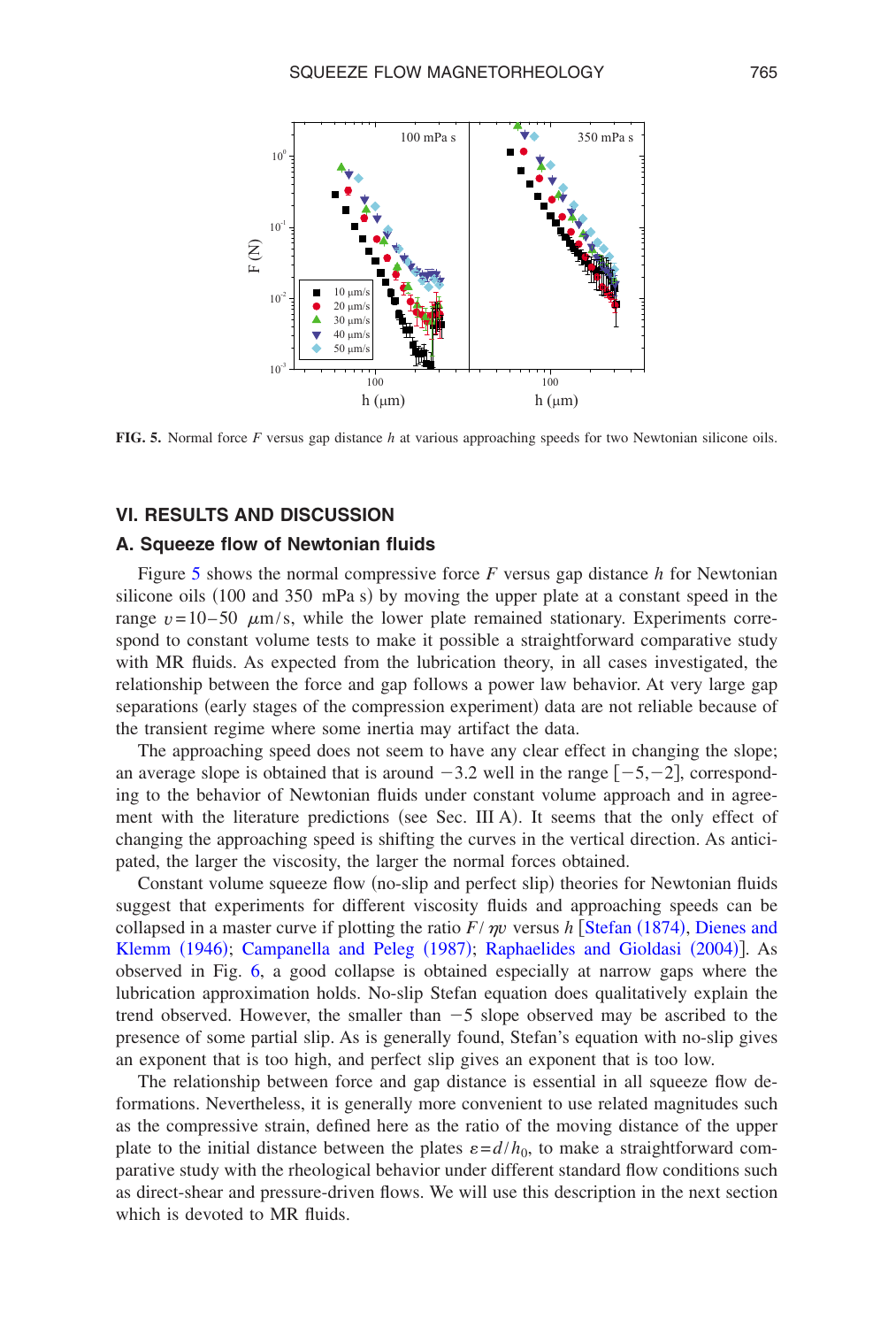**FIG. 5.** Normal force $F$ versus gap distance $h$ at various approaching speeds for two Newtonian silicone oils.

## VI. RESULTS AND DISCUSSION

### A. Squeeze flow of Newtonian fluids

Figure 5 shows the normal compressive force $F$ versus gap distance $h$ for Newtonian silicone oils (100 and 350 mPa s) by moving the upper plate at a constant speed in the range $v = 10-50$ $\mu$m/s, while the lower plate remained stationary. Experiments correspond to constant volume tests to make it possible a straightforward comparative study with MR fluids. As expected from the lubrication theory, in all cases investigated, the relationship between the force and gap follows a power law behavior. At very large gap separations (early stages of the compression experiment) data are not reliable because of the transient regime where some inertia may artifact the data.

The approaching speed does not seem to have any clear effect in changing the slope; an average slope is obtained that is around $-3.2$ well in the range $[-5,-2]$, corresponding to the behavior of Newtonian fluids under constant volume approach and in agreement with the literature predictions (see Sec. III A). It seems that the only effect of changing the approaching speed is shifting the curves in the vertical direction. As anticipated, the larger the viscosity, the larger the normal forces obtained.

Constant volume squeeze flow (no-slip and perfect slip) theories for Newtonian fluids suggest that experiments for different viscosity fluids and approaching speeds can be collapsed in a master curve if plotting the ratio $F/\eta v$ versus $h$ [Stefan (1874), Dienes and Klemm (1946); Campanella and Peleg (1987); Raphaelides and Gioldasi (2004)]. As observed in Fig. 6, a good collapse is obtained especially at narrow gaps where the lubrication approximation holds. No-slip Stefan equation does qualitatively explain the trend observed. However, the smaller than $-5$ slope observed may be ascribed to the presence of some partial slip. As is generally found, Stefan's equation with no-slip gives an exponent that is too high, and perfect slip gives an exponent that is too low.

The relationship between force and gap distance is essential in all squeeze flow deformations. Nevertheless, it is generally more convenient to use related magnitudes such as the compressive strain, defined here as the ratio of the moving distance of the upper plate to the initial distance between the plates $\varepsilon = d/h_0$, to make a straightforward comparative study with the rheological behavior under different standard flow conditions such as direct-shear and pressure-driven flows. We will use this description in the next section which is devoted to MR fluids.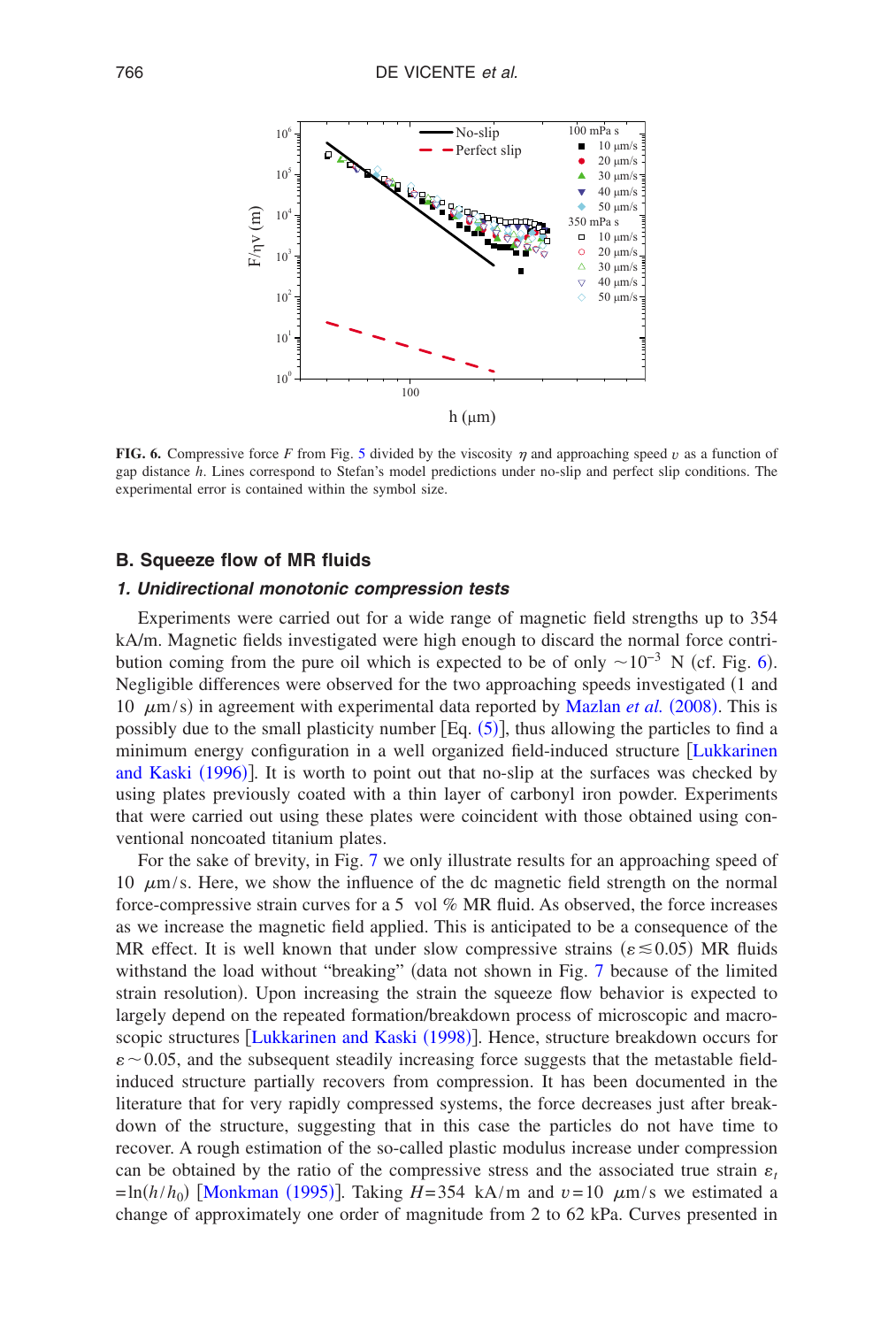**FIG. 6.** Compressive force $F$ from Fig. 5 divided by the viscosity $\eta$ and approaching speed $v$ as a function of gap distance $h$. Lines correspond to Stefan's model predictions under no-slip and perfect slip conditions. The experimental error is contained within the symbol size.

## B. Squeeze flow of MR fluids

### 1. Unidirectional monotonic compression tests

Experiments were carried out for a wide range of magnetic field strengths up to 354 kA/m. Magnetic fields investigated were high enough to discard the normal force contribution coming from the pure oil which is expected to be of only $\sim 10^{-3}$ N (cf. Fig. 6). Negligible differences were observed for the two approaching speeds investigated (1 and 10 $\mu$m/s) in agreement with experimental data reported by Mazlan *et al.* (2008). This is possibly due to the small plasticity number [Eq. (5)], thus allowing the particles to find a minimum energy configuration in a well organized field-induced structure [Lukkarinen and Kaski (1996)]. It is worth to point out that no-slip at the surfaces was checked by using plates previously coated with a thin layer of carbonyl iron powder. Experiments that were carried out using these plates were coincident with those obtained using conventional noncoated titanium plates.

For the sake of brevity, in Fig. 7 we only illustrate results for an approaching speed of 10 $\mu$m/s. Here, we show the influence of the dc magnetic field strength on the normal force-compressive strain curves for a 5 vol % MR fluid. As observed, the force increases as we increase the magnetic field applied. This is anticipated to be a consequence of the MR effect. It is well known that under slow compressive strains ($\varepsilon \lesssim 0.05$) MR fluids withstand the load without "breaking" (data not shown in Fig. 7 because of the limited strain resolution). Upon increasing the strain the squeeze flow behavior is expected to largely depend on the repeated formation/breakdown process of microscopic and macroscopic structures [Lukkarinen and Kaski (1998)]. Hence, structure breakdown occurs for $\varepsilon \sim 0.05$, and the subsequent steadily increasing force suggests that the metastable field-induced structure partially recovers from compression. It has been documented in the literature that for very rapidly compressed systems, the force decreases just after breakdown of the structure, suggesting that in this case the particles do not have time to recover. A rough estimation of the so-called plastic modulus increase under compression can be obtained by the ratio of the compressive stress and the associated true strain $\varepsilon_t = \ln(h/h_0)$ [Monkman (1995)]. Taking $H=354$ kA/m and $v=10$ $\mu$m/s we estimated a change of approximately one order of magnitude from 2 to 62 kPa. Curves presented in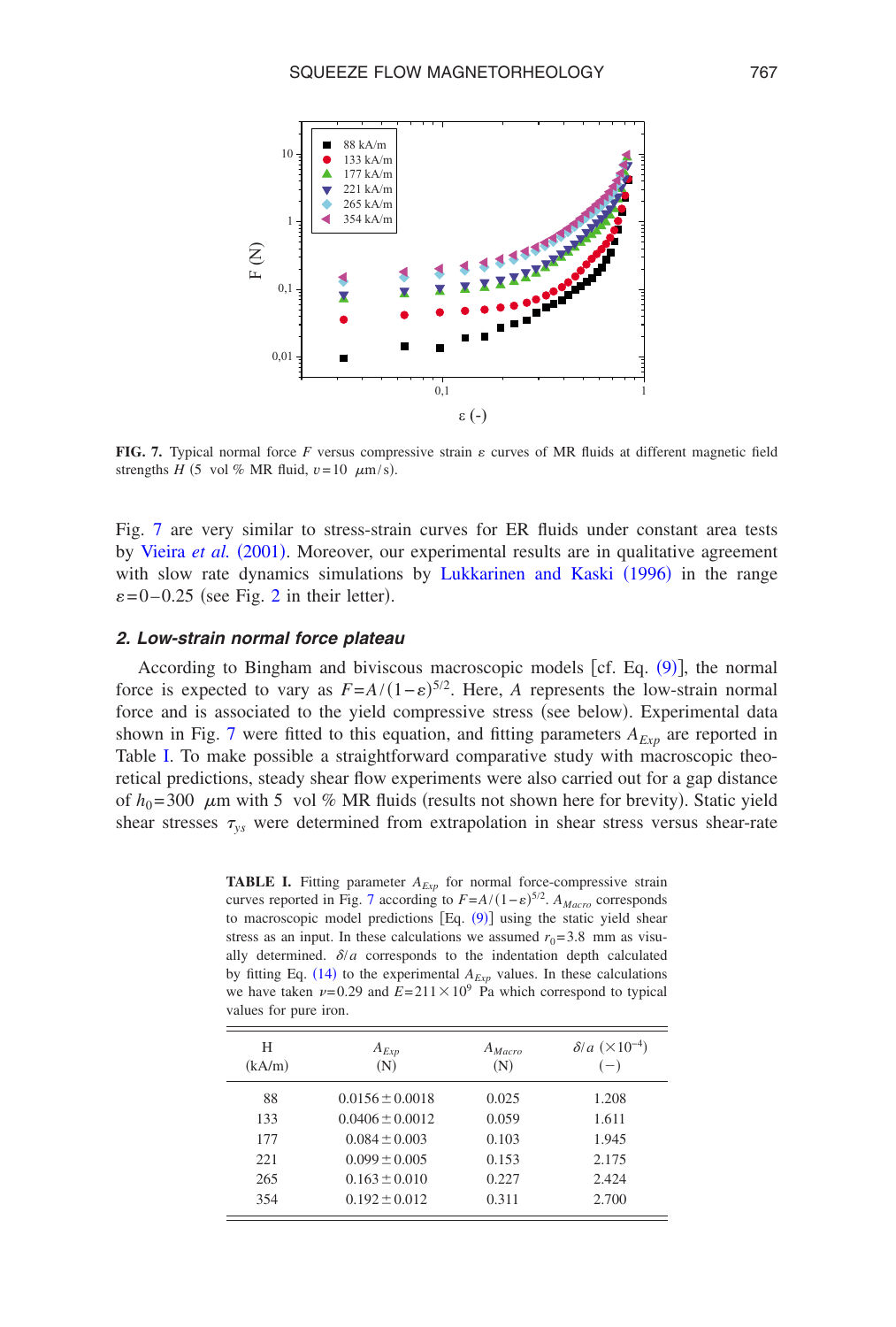**FIG. 7.** Typical normal force $F$ versus compressive strain $\varepsilon$ curves of MR fluids at different magnetic field strengths $H$ (5 vol % MR fluid, $v=10$ $\mu$m/s).

Fig. 7 are very similar to stress-strain curves for ER fluids under constant area tests by Vieira *et al.* (2001). Moreover, our experimental results are in qualitative agreement with slow rate dynamics simulations by Lukkarinen and Kaski (1996) in the range $\varepsilon=0-0.25$ (see Fig. 2 in their letter).

### 2. Low-strain normal force plateau

According to Bingham and biviscous macroscopic models [cf. Eq. (9)], the normal force is expected to vary as $F=A/(1-\varepsilon)^{5/2}$. Here, $A$ represents the low-strain normal force and is associated to the yield compressive stress (see below). Experimental data shown in Fig. 7 were fitted to this equation, and fitting parameters $A_{Exp}$ are reported in Table I. To make possible a straightforward comparative study with macroscopic theoretical predictions, steady shear flow experiments were also carried out for a gap distance of $h_0=300$ $\mu$m with 5 vol % MR fluids (results not shown here for brevity). Static yield shear stresses $\tau_{ys}$ were determined from extrapolation in shear stress versus shear-rate

**TABLE I.** Fitting parameter $A_{Exp}$ for normal force-compressive strain curves reported in Fig. 7 according to $F=A/(1-\varepsilon)^{5/2}$. $A_{Macro}$ corresponds to macroscopic model predictions [Eq. (9)] using the static yield shear stress as an input. In these calculations we assumed $r_0=3.8$ mm as visually determined. $\delta/a$ corresponds to the indentation depth calculated by fitting Eq. (14) to the experimental $A_{Exp}$ values. In these calculations we have taken $\nu=0.29$ and $E=211\times10^9$ Pa which correspond to typical values for pure iron.

| H (kA/m) | $A_{Exp}$ (N) | $A_{Macro}$ (N) | $\delta/a$ ($\times10^{-4}$) (−) |
|---|---|---|---|
| 88 | $0.0156\pm0.0018$ | 0.025 | 1.208 |
| 133 | $0.0406\pm0.0012$ | 0.059 | 1.611 |
| 177 | $0.084\pm0.003$ | 0.103 | 1.945 |
| 221 | $0.099\pm0.005$ | 0.153 | 2.175 |
| 265 | $0.163\pm0.010$ | 0.227 | 2.424 |
| 354 | $0.192\pm0.012$ | 0.311 | 2.700 |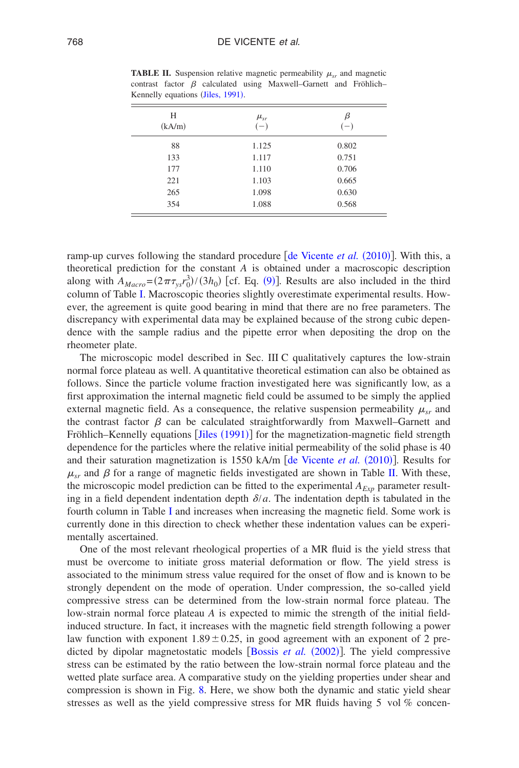**TABLE II.** Suspension relative magnetic permeability $\mu_{sr}$ and magnetic contrast factor $\beta$ calculated using Maxwell–Garnett and Fröhlich–Kennelly equations (Jiles, 1991).

| H (kA/m) | $\mu_{sr}$ (−) | $\beta$ (−) |
|---|---|---|
| 88 | 1.125 | 0.802 |
| 133 | 1.117 | 0.751 |
| 177 | 1.110 | 0.706 |
| 221 | 1.103 | 0.665 |
| 265 | 1.098 | 0.630 |
| 354 | 1.088 | 0.568 |

ramp-up curves following the standard procedure [de Vicente *et al.* (2010)]. With this, a theoretical prediction for the constant $A$ is obtained under a macroscopic description along with $A_{Macro}=(2\pi\tau_{ys}r_0^3)/(3h_0)$ [cf. Eq. (9)]. Results are also included in the third column of Table I. Macroscopic theories slightly overestimate experimental results. However, the agreement is quite good bearing in mind that there are no free parameters. The discrepancy with experimental data may be explained because of the strong cubic dependence with the sample radius and the pipette error when depositing the drop on the rheometer plate.

The microscopic model described in Sec. III C qualitatively captures the low-strain normal force plateau as well. A quantitative theoretical estimation can also be obtained as follows. Since the particle volume fraction investigated here was significantly low, as a first approximation the internal magnetic field could be assumed to be simply the applied external magnetic field. As a consequence, the relative suspension permeability $\mu_{sr}$ and the contrast factor $\beta$ can be calculated straightforwardly from Maxwell–Garnett and Fröhlich–Kennelly equations [Jiles (1991)] for the magnetization-magnetic field strength dependence for the particles where the relative initial permeability of the solid phase is 40 and their saturation magnetization is 1550 kA/m [de Vicente *et al.* (2010)]. Results for $\mu_{sr}$ and $\beta$ for a range of magnetic fields investigated are shown in Table II. With these, the microscopic model prediction can be fitted to the experimental $A_{Exp}$ parameter resulting in a field dependent indentation depth $\delta/a$. The indentation depth is tabulated in the fourth column in Table I and increases when increasing the magnetic field. Some work is currently done in this direction to check whether these indentation values can be experimentally ascertained.

One of the most relevant rheological properties of a MR fluid is the yield stress that must be overcome to initiate gross material deformation or flow. The yield stress is associated to the minimum stress value required for the onset of flow and is known to be strongly dependent on the mode of operation. Under compression, the so-called yield compressive stress can be determined from the low-strain normal force plateau. The low-strain normal force plateau $A$ is expected to mimic the strength of the initial field-induced structure. In fact, it increases with the magnetic field strength following a power law function with exponent $1.89 \pm 0.25$, in good agreement with an exponent of 2 predicted by dipolar magnetostatic models [Bossis *et al.* (2002)]. The yield compressive stress can be estimated by the ratio between the low-strain normal force plateau and the wetted plate surface area. A comparative study on the yielding properties under shear and compression is shown in Fig. 8. Here, we show both the dynamic and static yield shear stresses as well as the yield compressive stress for MR fluids having 5 vol % concen-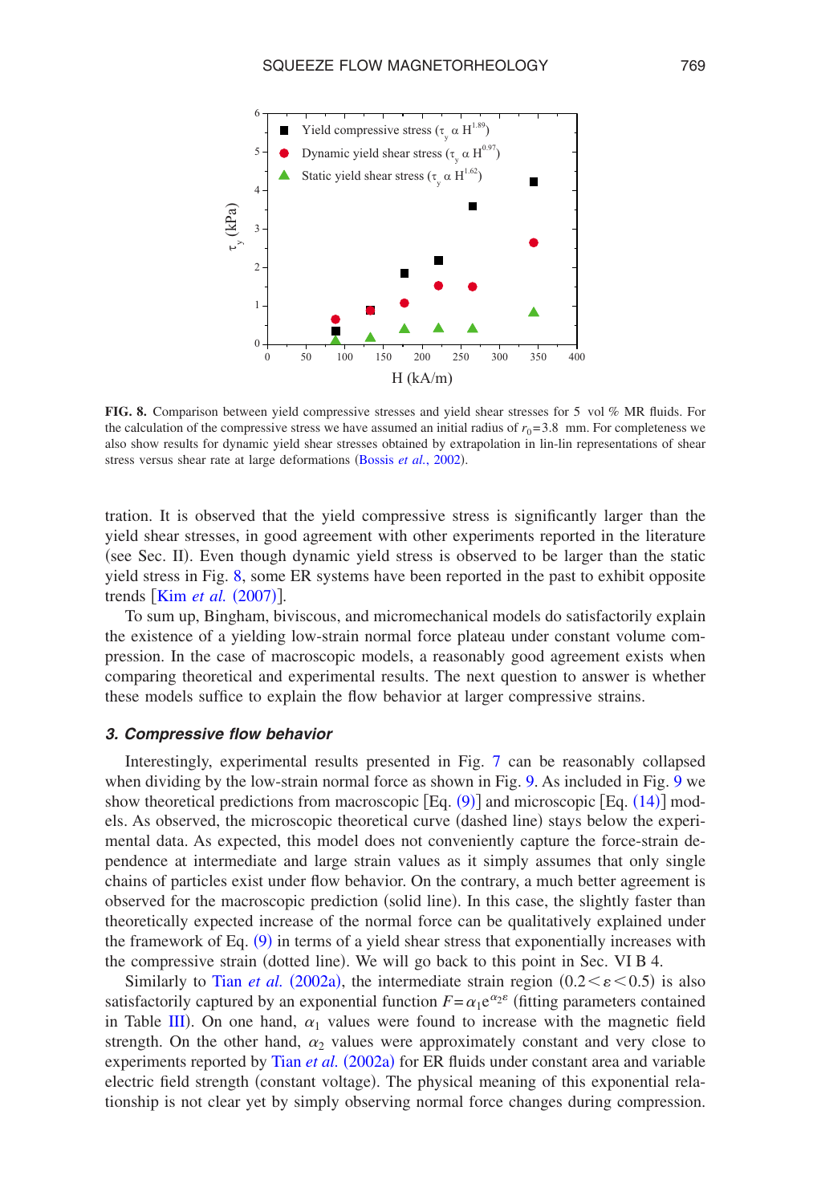FIG. 8. Comparison between yield compressive stresses and yield shear stresses for 5 vol % MR fluids. For the calculation of the compressive stress we have assumed an initial radius of $r_0=3.8$ mm. For completeness we also show results for dynamic yield shear stresses obtained by extrapolation in lin-lin representations of shear stress versus shear rate at large deformations (Bossis *et al.*, 2002).

tration. It is observed that the yield compressive stress is significantly larger than the yield shear stresses, in good agreement with other experiments reported in the literature (see Sec. II). Even though dynamic yield stress is observed to be larger than the static yield stress in Fig. 8, some ER systems have been reported in the past to exhibit opposite trends [Kim *et al.* (2007)].

To sum up, Bingham, biviscous, and micromechanical models do satisfactorily explain the existence of a yielding low-strain normal force plateau under constant volume compression. In the case of macroscopic models, a reasonably good agreement exists when comparing theoretical and experimental results. The next question to answer is whether these models suffice to explain the flow behavior at larger compressive strains.

### 3. Compressive flow behavior

Interestingly, experimental results presented in Fig. 7 can be reasonably collapsed when dividing by the low-strain normal force as shown in Fig. 9. As included in Fig. 9 we show theoretical predictions from macroscopic [Eq. (9)] and microscopic [Eq. (14)] models. As observed, the microscopic theoretical curve (dashed line) stays below the experimental data. As expected, this model does not conveniently capture the force-strain dependence at intermediate and large strain values as it simply assumes that only single chains of particles exist under flow behavior. On the contrary, a much better agreement is observed for the macroscopic prediction (solid line). In this case, the slightly faster than theoretically expected increase of the normal force can be qualitatively explained under the framework of Eq. (9) in terms of a yield shear stress that exponentially increases with the compressive strain (dotted line). We will go back to this point in Sec. VI B 4.

Similarly to Tian *et al.* (2002a), the intermediate strain region $(0.2<\varepsilon<0.5)$ is also satisfactorily captured by an exponential function $F=\alpha_1 e^{\alpha_2 \varepsilon}$ (fitting parameters contained in Table III). On one hand, $\alpha_1$ values were found to increase with the magnetic field strength. On the other hand, $\alpha_2$ values were approximately constant and very close to experiments reported by Tian *et al.* (2002a) for ER fluids under constant area and variable electric field strength (constant voltage). The physical meaning of this exponential relationship is not clear yet by simply observing normal force changes during compression.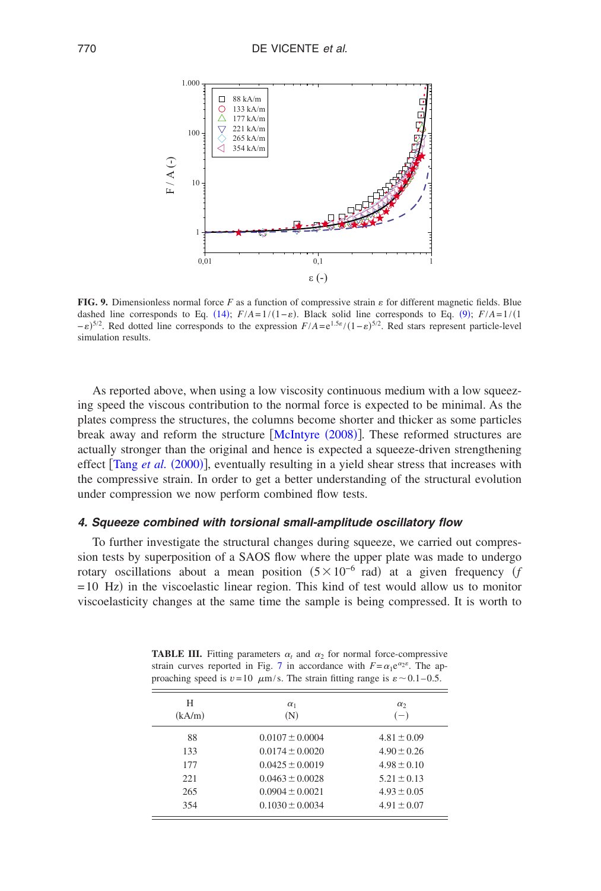**FIG. 9.** Dimensionless normal force $F$ as a function of compressive strain $\varepsilon$ for different magnetic fields. Blue dashed line corresponds to Eq. (14); $F/A = 1/(1-\varepsilon)$. Black solid line corresponds to Eq. (9); $F/A = 1/(1-\varepsilon)^{5/2}$. Red dotted line corresponds to the expression $F/A = e^{1.5\varepsilon}/(1-\varepsilon)^{5/2}$. Red stars represent particle-level simulation results.

As reported above, when using a low viscosity continuous medium with a low squeezing speed the viscous contribution to the normal force is expected to be minimal. As the plates compress the structures, the columns become shorter and thicker as some particles break away and reform the structure [McIntyre (2008)]. These reformed structures are actually stronger than the original and hence is expected a squeeze-driven strengthening effect [Tang *et al.* (2000)], eventually resulting in a yield shear stress that increases with the compressive strain. In order to get a better understanding of the structural evolution under compression we now perform combined flow tests.

### 4. Squeeze combined with torsional small-amplitude oscillatory flow

To further investigate the structural changes during squeeze, we carried out compression tests by superposition of a SAOS flow where the upper plate was made to undergo rotary oscillations about a mean position ($5\times10^{-6}$ rad) at a given frequency ($f = 10$ Hz) in the viscoelastic linear region. This kind of test would allow us to monitor viscoelasticity changes at the same time the sample is being compressed. It is worth to

**TABLE III.** Fitting parameters $\alpha_i$ and $\alpha_2$ for normal force-compressive strain curves reported in Fig. 7 in accordance with $F = \alpha_1 e^{\alpha_2 \varepsilon}$. The approaching speed is $v = 10$ $\mu$m/s. The strain fitting range is $\varepsilon \sim 0.1-0.5$.

| H (kA/m) | $\alpha_1$ (N) | $\alpha_2$ (−) |
|---|---|---|
| 88 | $0.0107 \pm 0.0004$ | $4.81 \pm 0.09$ |
| 133 | $0.0174 \pm 0.0020$ | $4.90 \pm 0.26$ |
| 177 | $0.0425 \pm 0.0019$ | $4.98 \pm 0.10$ |
| 221 | $0.0463 \pm 0.0028$ | $5.21 \pm 0.13$ |
| 265 | $0.0904 \pm 0.0021$ | $4.93 \pm 0.05$ |
| 354 | $0.1030 \pm 0.0034$ | $4.91 \pm 0.07$ |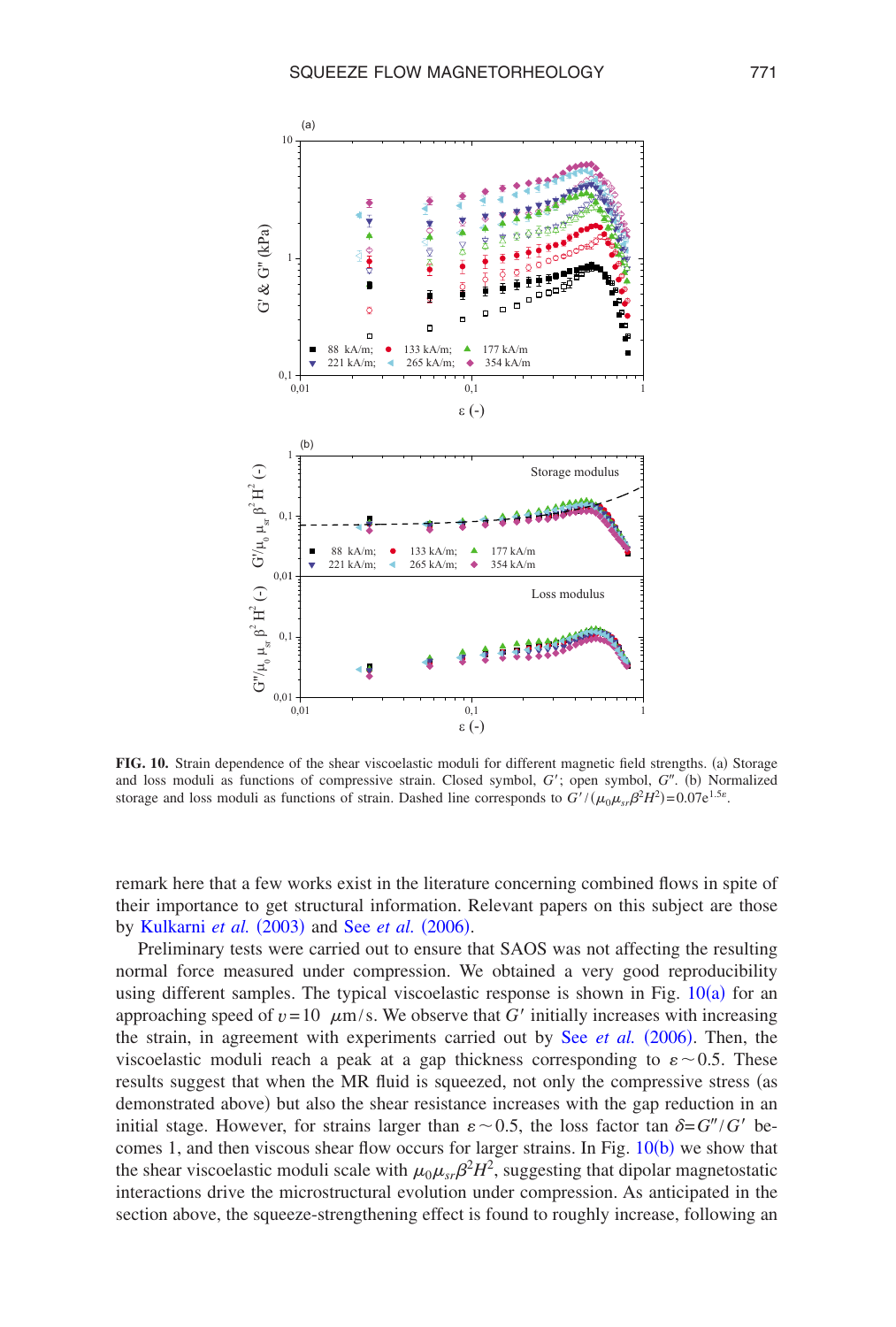FIG. 10. Strain dependence of the shear viscoelastic moduli for different magnetic field strengths. (a) Storage and loss moduli as functions of compressive strain. Closed symbol, $G'$; open symbol, $G''$. (b) Normalized storage and loss moduli as functions of strain. Dashed line corresponds to $G'/(\mu_0\mu_{sr}\beta^2 H^2)=0.07e^{1.5\varepsilon}$.

remark here that a few works exist in the literature concerning combined flows in spite of their importance to get structural information. Relevant papers on this subject are those by Kulkarni *et al.* (2003) and See *et al.* (2006).

Preliminary tests were carried out to ensure that SAOS was not affecting the resulting normal force measured under compression. We obtained a very good reproducibility using different samples. The typical viscoelastic response is shown in Fig. 10(a) for an approaching speed of $v=10\ \ \mu\text{m/s}$. We observe that $G'$ initially increases with increasing the strain, in agreement with experiments carried out by See *et al.* (2006). Then, the viscoelastic moduli reach a peak at a gap thickness corresponding to $\varepsilon\sim 0.5$. These results suggest that when the MR fluid is squeezed, not only the compressive stress (as demonstrated above) but also the shear resistance increases with the gap reduction in an initial stage. However, for strains larger than $\varepsilon\sim 0.5$, the loss factor $\tan\delta=G''/G'$ becomes 1, and then viscous shear flow occurs for larger strains. In Fig. 10(b) we show that the shear viscoelastic moduli scale with $\mu_0\mu_{sr}\beta^2H^2$, suggesting that dipolar magnetostatic interactions drive the microstructural evolution under compression. As anticipated in the section above, the squeeze-strengthening effect is found to roughly increase, following an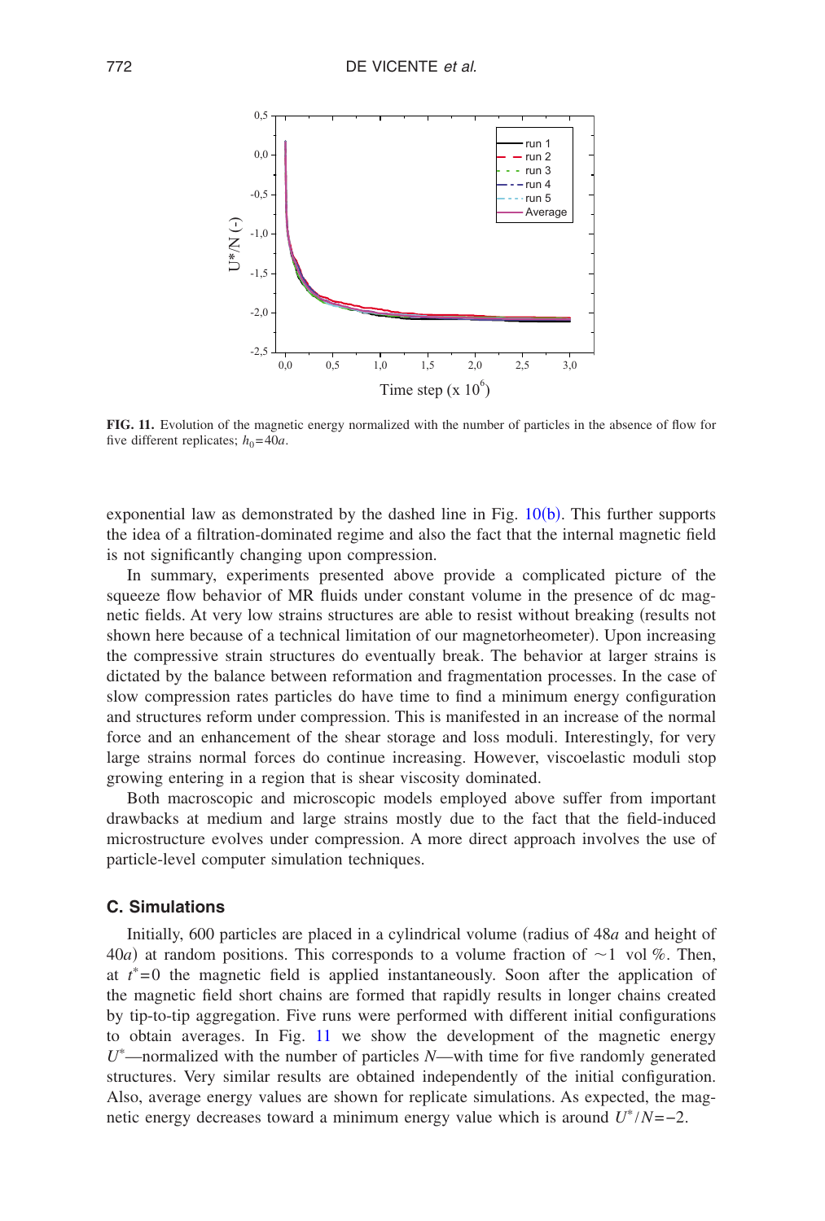**FIG. 11.** Evolution of the magnetic energy normalized with the number of particles in the absence of flow for five different replicates; $h_0=40a$.

exponential law as demonstrated by the dashed line in Fig. 10(b). This further supports the idea of a filtration-dominated regime and also the fact that the internal magnetic field is not significantly changing upon compression.

In summary, experiments presented above provide a complicated picture of the squeeze flow behavior of MR fluids under constant volume in the presence of dc magnetic fields. At very low strains structures are able to resist without breaking (results not shown here because of a technical limitation of our magnetorheometer). Upon increasing the compressive strain structures do eventually break. The behavior at larger strains is dictated by the balance between reformation and fragmentation processes. In the case of slow compression rates particles do have time to find a minimum energy configuration and structures reform under compression. This is manifested in an increase of the normal force and an enhancement of the shear storage and loss moduli. Interestingly, for very large strains normal forces do continue increasing. However, viscoelastic moduli stop growing entering in a region that is shear viscosity dominated.

Both macroscopic and microscopic models employed above suffer from important drawbacks at medium and large strains mostly due to the fact that the field-induced microstructure evolves under compression. A more direct approach involves the use of particle-level computer simulation techniques.

### C. Simulations

Initially, 600 particles are placed in a cylindrical volume (radius of $48a$ and height of $40a$) at random positions. This corresponds to a volume fraction of $\sim 1$ vol %. Then, at $t^*=0$ the magnetic field is applied instantaneously. Soon after the application of the magnetic field short chains are formed that rapidly results in longer chains created by tip-to-tip aggregation. Five runs were performed with different initial configurations to obtain averages. In Fig. 11 we show the development of the magnetic energy $U^*$—normalized with the number of particles $N$—with time for five randomly generated structures. Very similar results are obtained independently of the initial configuration. Also, average energy values are shown for replicate simulations. As expected, the magnetic energy decreases toward a minimum energy value which is around $U^*/N=-2$.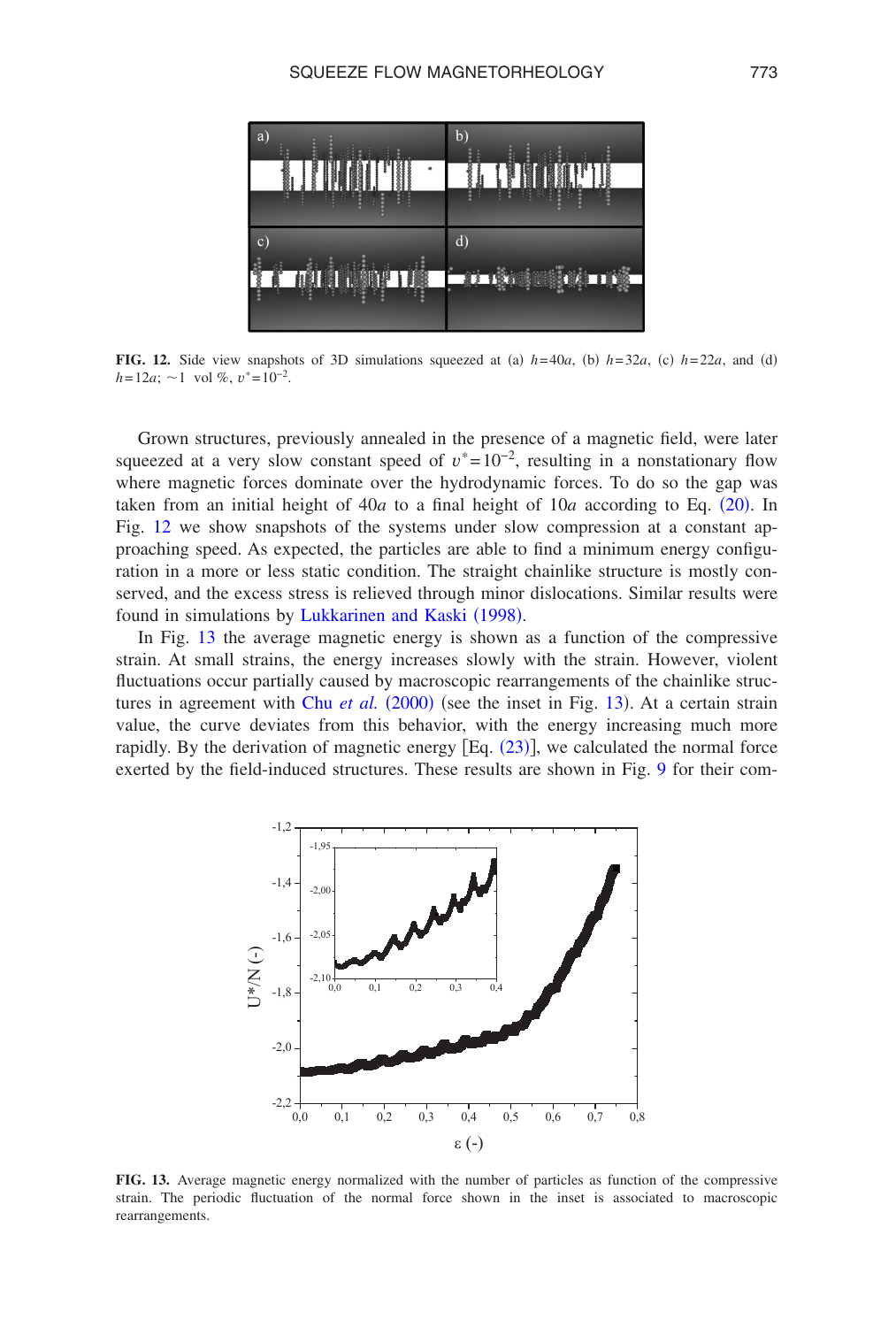**FIG. 12.** Side view snapshots of 3D simulations squeezed at (a) $h=40a$, (b) $h=32a$, (c) $h=22a$, and (d) $h=12a$; ~1 vol %, $v^*=10^{-2}$.

Grown structures, previously annealed in the presence of a magnetic field, were later squeezed at a very slow constant speed of $v^*=10^{-2}$, resulting in a nonstationary flow where magnetic forces dominate over the hydrodynamic forces. To do so the gap was taken from an initial height of $40a$ to a final height of $10a$ according to Eq. (20). In Fig. 12 we show snapshots of the systems under slow compression at a constant approaching speed. As expected, the particles are able to find a minimum energy configuration in a more or less static condition. The straight chainlike structure is mostly conserved, and the excess stress is relieved through minor dislocations. Similar results were found in simulations by Lukkarinen and Kaski (1998).

In Fig. 13 the average magnetic energy is shown as a function of the compressive strain. At small strains, the energy increases slowly with the strain. However, violent fluctuations occur partially caused by macroscopic rearrangements of the chainlike structures in agreement with Chu *et al.* (2000) (see the inset in Fig. 13). At a certain strain value, the curve deviates from this behavior, with the energy increasing much more rapidly. By the derivation of magnetic energy [Eq. (23)], we calculated the normal force exerted by the field-induced structures. These results are shown in Fig. 9 for their com-

**FIG. 13.** Average magnetic energy normalized with the number of particles as function of the compressive strain. The periodic fluctuation of the normal force shown in the inset is associated to macroscopic rearrangements.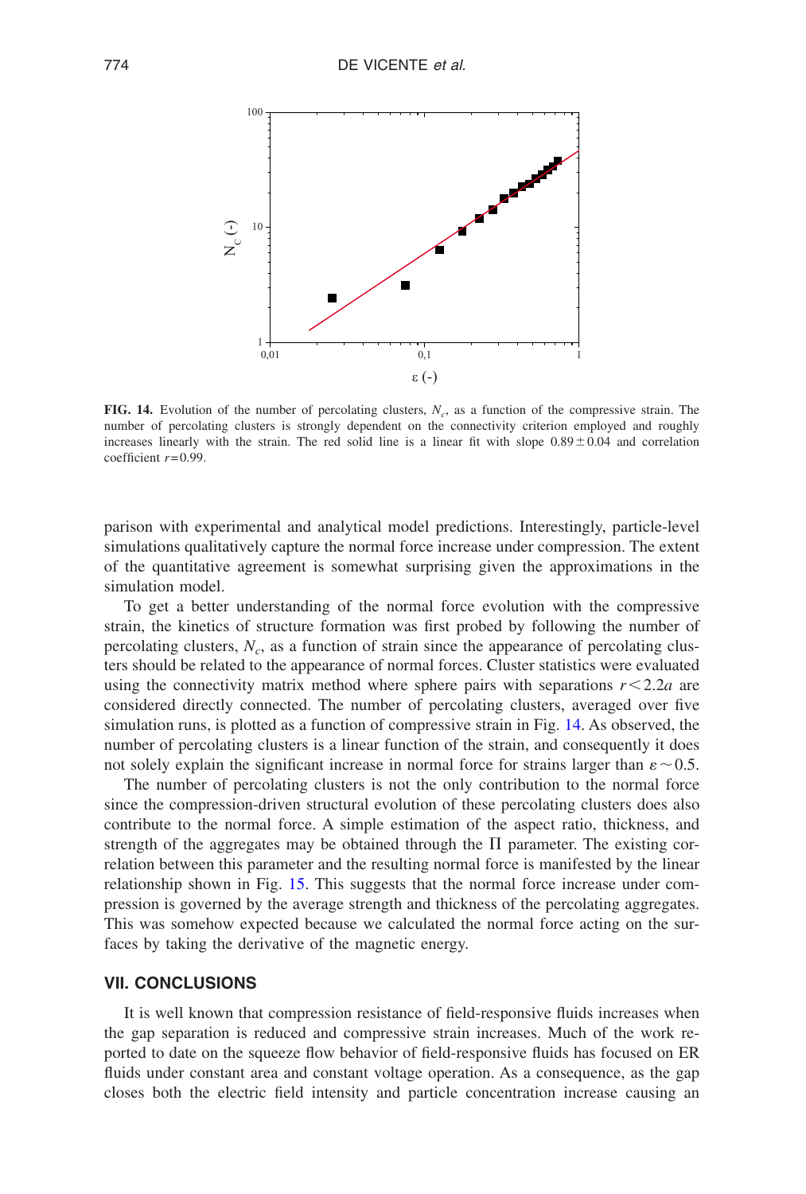**FIG. 14.** Evolution of the number of percolating clusters, $N_c$, as a function of the compressive strain. The number of percolating clusters is strongly dependent on the connectivity criterion employed and roughly increases linearly with the strain. The red solid line is a linear fit with slope $0.89 \pm 0.04$ and correlation coefficient $r = 0.99$.

parison with experimental and analytical model predictions. Interestingly, particle-level simulations qualitatively capture the normal force increase under compression. The extent of the quantitative agreement is somewhat surprising given the approximations in the simulation model.

To get a better understanding of the normal force evolution with the compressive strain, the kinetics of structure formation was first probed by following the number of percolating clusters, $N_c$, as a function of strain since the appearance of percolating clusters should be related to the appearance of normal forces. Cluster statistics were evaluated using the connectivity matrix method where sphere pairs with separations $r < 2.2a$ are considered directly connected. The number of percolating clusters, averaged over five simulation runs, is plotted as a function of compressive strain in Fig. 14. As observed, the number of percolating clusters is a linear function of the strain, and consequently it does not solely explain the significant increase in normal force for strains larger than $\varepsilon \sim 0.5$.

The number of percolating clusters is not the only contribution to the normal force since the compression-driven structural evolution of these percolating clusters does also contribute to the normal force. A simple estimation of the aspect ratio, thickness, and strength of the aggregates may be obtained through the $\Pi$ parameter. The existing correlation between this parameter and the resulting normal force is manifested by the linear relationship shown in Fig. 15. This suggests that the normal force increase under compression is governed by the average strength and thickness of the percolating aggregates. This was somehow expected because we calculated the normal force acting on the surfaces by taking the derivative of the magnetic energy.

## VII. CONCLUSIONS

It is well known that compression resistance of field-responsive fluids increases when the gap separation is reduced and compressive strain increases. Much of the work reported to date on the squeeze flow behavior of field-responsive fluids has focused on ER fluids under constant area and constant voltage operation. As a consequence, as the gap closes both the electric field intensity and particle concentration increase causing an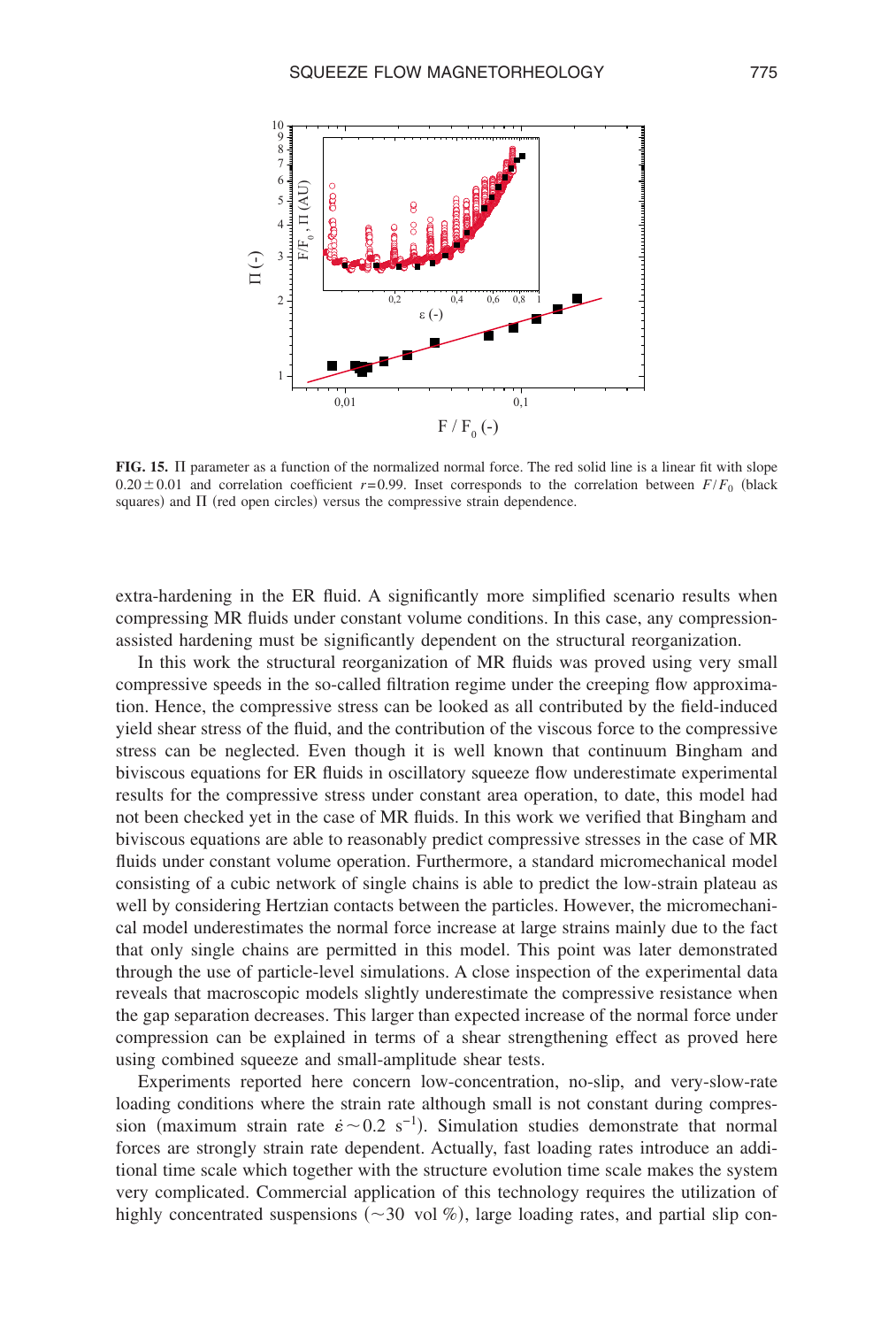**FIG. 15.** $\Pi$ parameter as a function of the normalized normal force. The red solid line is a linear fit with slope $0.20 \pm 0.01$ and correlation coefficient $r = 0.99$. Inset corresponds to the correlation between $F/F_0$ (black squares) and $\Pi$ (red open circles) versus the compressive strain dependence.

extra-hardening in the ER fluid. A significantly more simplified scenario results when compressing MR fluids under constant volume conditions. In this case, any compression-assisted hardening must be significantly dependent on the structural reorganization.

In this work the structural reorganization of MR fluids was proved using very small compressive speeds in the so-called filtration regime under the creeping flow approximation. Hence, the compressive stress can be looked as all contributed by the field-induced yield shear stress of the fluid, and the contribution of the viscous force to the compressive stress can be neglected. Even though it is well known that continuum Bingham and biviscous equations for ER fluids in oscillatory squeeze flow underestimate experimental results for the compressive stress under constant area operation, to date, this model had not been checked yet in the case of MR fluids. In this work we verified that Bingham and biviscous equations are able to reasonably predict compressive stresses in the case of MR fluids under constant volume operation. Furthermore, a standard micromechanical model consisting of a cubic network of single chains is able to predict the low-strain plateau as well by considering Hertzian contacts between the particles. However, the micromechanical model underestimates the normal force increase at large strains mainly due to the fact that only single chains are permitted in this model. This point was later demonstrated through the use of particle-level simulations. A close inspection of the experimental data reveals that macroscopic models slightly underestimate the compressive resistance when the gap separation decreases. This larger than expected increase of the normal force under compression can be explained in terms of a shear strengthening effect as proved here using combined squeeze and small-amplitude shear tests.

Experiments reported here concern low-concentration, no-slip, and very-slow-rate loading conditions where the strain rate although small is not constant during compression (maximum strain rate $\dot{\varepsilon} \sim 0.2\ \mathrm{s}^{-1}$). Simulation studies demonstrate that normal forces are strongly strain rate dependent. Actually, fast loading rates introduce an additional time scale which together with the structure evolution time scale makes the system very complicated. Commercial application of this technology requires the utilization of highly concentrated suspensions ($\sim$30 vol %), large loading rates, and partial slip con-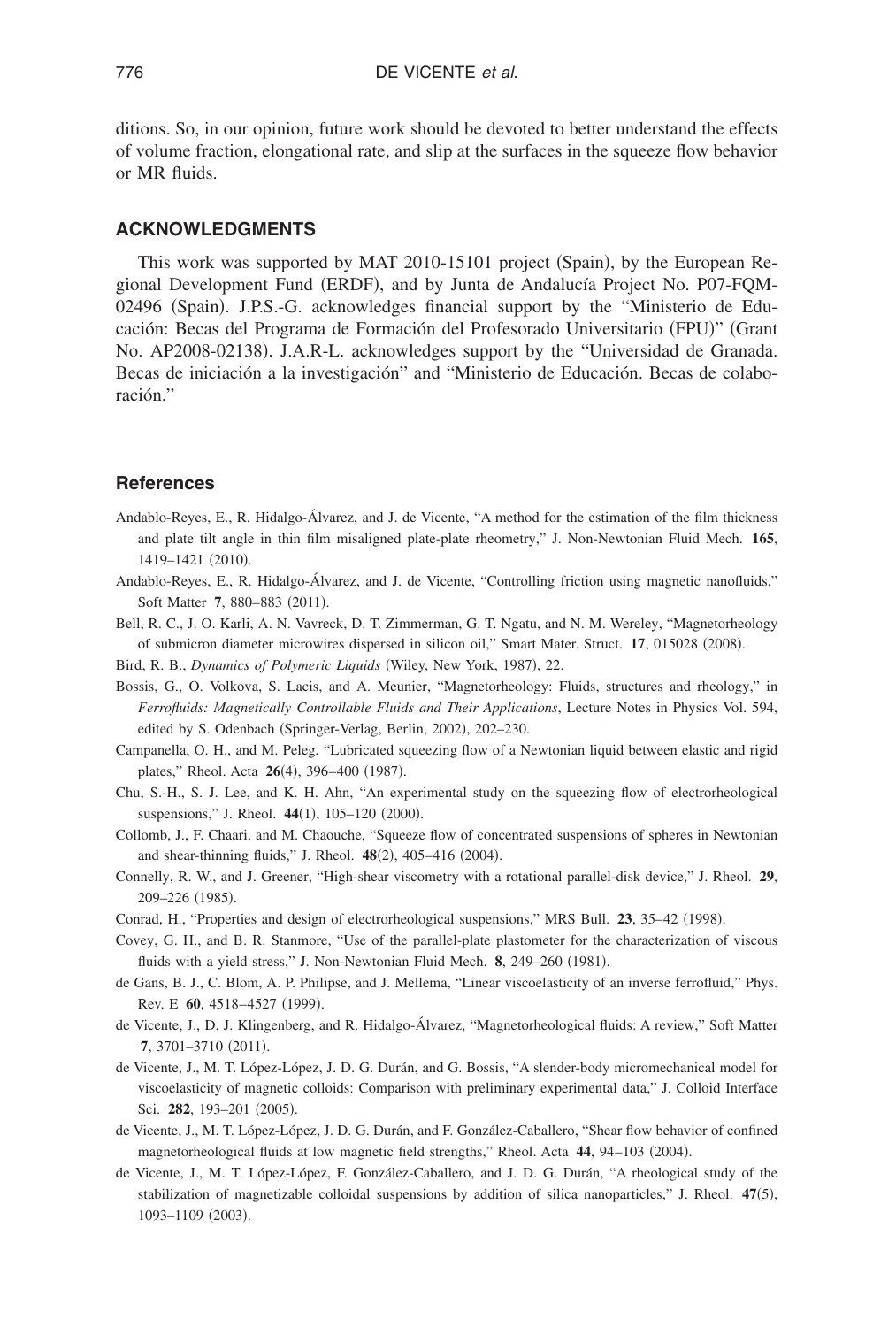ditions. So, in our opinion, future work should be devoted to better understand the effects of volume fraction, elongational rate, and slip at the surfaces in the squeeze flow behavior or MR fluids.

## ACKNOWLEDGMENTS

This work was supported by MAT 2010-15101 project (Spain), by the European Regional Development Fund (ERDF), and by Junta de Andalucía Project No. P07-FQM-02496 (Spain). J.P.S.-G. acknowledges financial support by the "Ministerio de Educación: Becas del Programa de Formación del Profesorado Universitario (FPU)" (Grant No. AP2008-02138). J.A.R-L. acknowledges support by the "Universidad de Granada. Becas de iniciación a la investigación" and "Ministerio de Educación. Becas de colaboración."

## References

Andablo-Reyes, E., R. Hidalgo-Álvarez, and J. de Vicente, "A method for the estimation of the film thickness and plate tilt angle in thin film misaligned plate-plate rheometry," J. Non-Newtonian Fluid Mech. **165**, 1419–1421 (2010).

Andablo-Reyes, E., R. Hidalgo-Álvarez, and J. de Vicente, "Controlling friction using magnetic nanofluids," Soft Matter **7**, 880–883 (2011).

Bell, R. C., J. O. Karli, A. N. Vavreck, D. T. Zimmerman, G. T. Ngatu, and N. M. Wereley, "Magnetorheology of submicron diameter microwires dispersed in silicon oil," Smart Mater. Struct. **17**, 015028 (2008).

Bird, R. B., *Dynamics of Polymeric Liquids* (Wiley, New York, 1987), 22.

Bossis, G., O. Volkova, S. Lacis, and A. Meunier, "Magnetorheology: Fluids, structures and rheology," in *Ferrofluids: Magnetically Controllable Fluids and Their Applications*, Lecture Notes in Physics Vol. 594, edited by S. Odenbach (Springer-Verlag, Berlin, 2002), 202–230.

Campanella, O. H., and M. Peleg, "Lubricated squeezing flow of a Newtonian liquid between elastic and rigid plates," Rheol. Acta **26**(4), 396–400 (1987).

Chu, S.-H., S. J. Lee, and K. H. Ahn, "An experimental study on the squeezing flow of electrorheological suspensions," J. Rheol. **44**(1), 105–120 (2000).

Collomb, J., F. Chaari, and M. Chaouche, "Squeeze flow of concentrated suspensions of spheres in Newtonian and shear-thinning fluids," J. Rheol. **48**(2), 405–416 (2004).

Connelly, R. W., and J. Greener, "High-shear viscometry with a rotational parallel-disk device," J. Rheol. **29**, 209–226 (1985).

Conrad, H., "Properties and design of electrorheological suspensions," MRS Bull. **23**, 35–42 (1998).

Covey, G. H., and B. R. Stanmore, "Use of the parallel-plate plastometer for the characterization of viscous fluids with a yield stress," J. Non-Newtonian Fluid Mech. **8**, 249–260 (1981).

de Gans, B. J., C. Blom, A. P. Philipse, and J. Mellema, "Linear viscoelasticity of an inverse ferrofluid," Phys. Rev. E **60**, 4518–4527 (1999).

de Vicente, J., D. J. Klingenberg, and R. Hidalgo-Álvarez, "Magnetorheological fluids: A review," Soft Matter **7**, 3701–3710 (2011).

de Vicente, J., M. T. López-López, J. D. G. Durán, and G. Bossis, "A slender-body micromechanical model for viscoelasticity of magnetic colloids: Comparison with preliminary experimental data," J. Colloid Interface Sci. **282**, 193–201 (2005).

de Vicente, J., M. T. López-López, J. D. G. Durán, and F. González-Caballero, "Shear flow behavior of confined magnetorheological fluids at low magnetic field strengths," Rheol. Acta **44**, 94–103 (2004).

de Vicente, J., M. T. López-López, F. González-Caballero, and J. D. G. Durán, "A rheological study of the stabilization of magnetizable colloidal suspensions by addition of silica nanoparticles," J. Rheol. **47**(5), 1093–1109 (2003).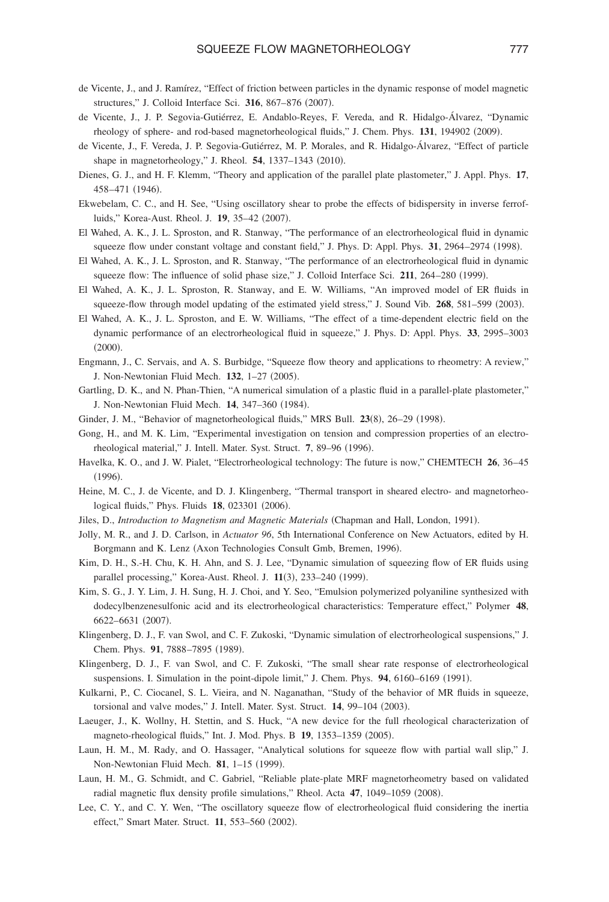de Vicente, J., and J. Ramírez, "Effect of friction between particles in the dynamic response of model magnetic structures," J. Colloid Interface Sci. **316**, 867–876 (2007).

de Vicente, J., J. P. Segovia-Gutiérrez, E. Andablo-Reyes, F. Vereda, and R. Hidalgo-Álvarez, "Dynamic rheology of sphere- and rod-based magnetorheological fluids," J. Chem. Phys. **131**, 194902 (2009).

de Vicente, J., F. Vereda, J. P. Segovia-Gutiérrez, M. P. Morales, and R. Hidalgo-Álvarez, "Effect of particle shape in magnetorheology," J. Rheol. **54**, 1337–1343 (2010).

Dienes, G. J., and H. F. Klemm, "Theory and application of the parallel plate plastometer," J. Appl. Phys. **17**, 458–471 (1946).

Ekwebelam, C. C., and H. See, "Using oscillatory shear to probe the effects of bidispersity in inverse ferrofluids," Korea-Aust. Rheol. J. **19**, 35–42 (2007).

El Wahed, A. K., J. L. Sproston, and R. Stanway, "The performance of an electrorheological fluid in dynamic squeeze flow under constant voltage and constant field," J. Phys. D: Appl. Phys. **31**, 2964–2974 (1998).

El Wahed, A. K., J. L. Sproston, and R. Stanway, "The performance of an electrorheological fluid in dynamic squeeze flow: The influence of solid phase size," J. Colloid Interface Sci. **211**, 264–280 (1999).

El Wahed, A. K., J. L. Sproston, R. Stanway, and E. W. Williams, "An improved model of ER fluids in squeeze-flow through model updating of the estimated yield stress," J. Sound Vib. **268**, 581–599 (2003).

El Wahed, A. K., J. L. Sproston, and E. W. Williams, "The effect of a time-dependent electric field on the dynamic performance of an electrorheological fluid in squeeze," J. Phys. D: Appl. Phys. **33**, 2995–3003 (2000).

Engmann, J., C. Servais, and A. S. Burbidge, "Squeeze flow theory and applications to rheometry: A review," J. Non-Newtonian Fluid Mech. **132**, 1–27 (2005).

Gartling, D. K., and N. Phan-Thien, "A numerical simulation of a plastic fluid in a parallel-plate plastometer," J. Non-Newtonian Fluid Mech. **14**, 347–360 (1984).

Ginder, J. M., "Behavior of magnetorheological fluids," MRS Bull. **23**(8), 26–29 (1998).

Gong, H., and M. K. Lim, "Experimental investigation on tension and compression properties of an electrorheological material," J. Intell. Mater. Syst. Struct. **7**, 89–96 (1996).

Havelka, K. O., and J. W. Pialet, "Electrorheological technology: The future is now," CHEMTECH **26**, 36–45 (1996).

Heine, M. C., J. de Vicente, and D. J. Klingenberg, "Thermal transport in sheared electro- and magnetorheological fluids," Phys. Fluids **18**, 023301 (2006).

Jiles, D., *Introduction to Magnetism and Magnetic Materials* (Chapman and Hall, London, 1991).

Jolly, M. R., and J. D. Carlson, in *Actuator 96*, 5th International Conference on New Actuators, edited by H. Borgmann and K. Lenz (Axon Technologies Consult Gmb, Bremen, 1996).

Kim, D. H., S.-H. Chu, K. H. Ahn, and S. J. Lee, "Dynamic simulation of squeezing flow of ER fluids using parallel processing," Korea-Aust. Rheol. J. **11**(3), 233–240 (1999).

Kim, S. G., J. Y. Lim, J. H. Sung, H. J. Choi, and Y. Seo, "Emulsion polymerized polyaniline synthesized with dodecylbenzenesulfonic acid and its electrorheological characteristics: Temperature effect," Polymer **48**, 6622–6631 (2007).

Klingenberg, D. J., F. van Swol, and C. F. Zukoski, "Dynamic simulation of electrorheological suspensions," J. Chem. Phys. **91**, 7888–7895 (1989).

Klingenberg, D. J., F. van Swol, and C. F. Zukoski, "The small shear rate response of electrorheological suspensions. I. Simulation in the point-dipole limit," J. Chem. Phys. **94**, 6160–6169 (1991).

Kulkarni, P., C. Ciocanel, S. L. Vieira, and N. Naganathan, "Study of the behavior of MR fluids in squeeze, torsional and valve modes," J. Intell. Mater. Syst. Struct. **14**, 99–104 (2003).

Laeuger, J., K. Wollny, H. Stettin, and S. Huck, "A new device for the full rheological characterization of magneto-rheological fluids," Int. J. Mod. Phys. B **19**, 1353–1359 (2005).

Laun, H. M., M. Rady, and O. Hassager, "Analytical solutions for squeeze flow with partial wall slip," J. Non-Newtonian Fluid Mech. **81**, 1–15 (1999).

Laun, H. M., G. Schmidt, and C. Gabriel, "Reliable plate-plate MRF magnetorheometry based on validated radial magnetic flux density profile simulations," Rheol. Acta **47**, 1049–1059 (2008).

Lee, C. Y., and C. Y. Wen, "The oscillatory squeeze flow of electrorheological fluid considering the inertia effect," Smart Mater. Struct. **11**, 553–560 (2002).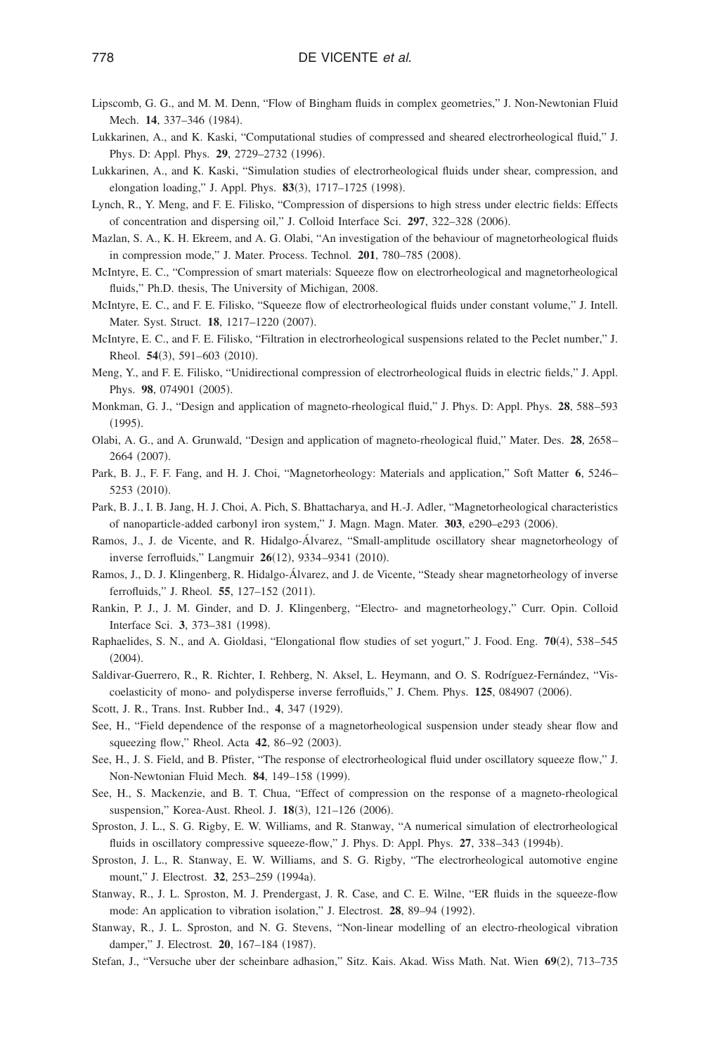Lipscomb, G. G., and M. M. Denn, "Flow of Bingham fluids in complex geometries," J. Non-Newtonian Fluid Mech. **14**, 337–346 (1984).

Lukkarinen, A., and K. Kaski, "Computational studies of compressed and sheared electrorheological fluid," J. Phys. D: Appl. Phys. **29**, 2729–2732 (1996).

Lukkarinen, A., and K. Kaski, "Simulation studies of electrorheological fluids under shear, compression, and elongation loading," J. Appl. Phys. **83**(3), 1717–1725 (1998).

Lynch, R., Y. Meng, and F. E. Filisko, "Compression of dispersions to high stress under electric fields: Effects of concentration and dispersing oil," J. Colloid Interface Sci. **297**, 322–328 (2006).

Mazlan, S. A., K. H. Ekreem, and A. G. Olabi, "An investigation of the behaviour of magnetorheological fluids in compression mode," J. Mater. Process. Technol. **201**, 780–785 (2008).

McIntyre, E. C., "Compression of smart materials: Squeeze flow on electrorheological and magnetorheological fluids," Ph.D. thesis, The University of Michigan, 2008.

McIntyre, E. C., and F. E. Filisko, "Squeeze flow of electrorheological fluids under constant volume," J. Intell. Mater. Syst. Struct. **18**, 1217–1220 (2007).

McIntyre, E. C., and F. E. Filisko, "Filtration in electrorheological suspensions related to the Peclet number," J. Rheol. **54**(3), 591–603 (2010).

Meng, Y., and F. E. Filisko, "Unidirectional compression of electrorheological fluids in electric fields," J. Appl. Phys. **98**, 074901 (2005).

Monkman, G. J., "Design and application of magneto-rheological fluid," J. Phys. D: Appl. Phys. **28**, 588–593 (1995).

Olabi, A. G., and A. Grunwald, "Design and application of magneto-rheological fluid," Mater. Des. **28**, 2658–2664 (2007).

Park, B. J., F. F. Fang, and H. J. Choi, "Magnetorheology: Materials and application," Soft Matter **6**, 5246–5253 (2010).

Park, B. J., I. B. Jang, H. J. Choi, A. Pich, S. Bhattacharya, and H.-J. Adler, "Magnetorheological characteristics of nanoparticle-added carbonyl iron system," J. Magn. Magn. Mater. **303**, e290–e293 (2006).

Ramos, J., J. de Vicente, and R. Hidalgo-Álvarez, "Small-amplitude oscillatory shear magnetorheology of inverse ferrofluids," Langmuir **26**(12), 9334–9341 (2010).

Ramos, J., D. J. Klingenberg, R. Hidalgo-Álvarez, and J. de Vicente, "Steady shear magnetorheology of inverse ferrofluids," J. Rheol. **55**, 127–152 (2011).

Rankin, P. J., J. M. Ginder, and D. J. Klingenberg, "Electro- and magnetorheology," Curr. Opin. Colloid Interface Sci. **3**, 373–381 (1998).

Raphaelides, S. N., and A. Gioldasi, "Elongational flow studies of set yogurt," J. Food. Eng. **70**(4), 538–545 (2004).

Saldivar-Guerrero, R., R. Richter, I. Rehberg, N. Aksel, L. Heymann, and O. S. Rodríguez-Fernández, "Viscoelasticity of mono- and polydisperse inverse ferrofluids," J. Chem. Phys. **125**, 084907 (2006).

Scott, J. R., Trans. Inst. Rubber Ind., **4**, 347 (1929).

See, H., "Field dependence of the response of a magnetorheological suspension under steady shear flow and squeezing flow," Rheol. Acta **42**, 86–92 (2003).

See, H., J. S. Field, and B. Pfister, "The response of electrorheological fluid under oscillatory squeeze flow," J. Non-Newtonian Fluid Mech. **84**, 149–158 (1999).

See, H., S. Mackenzie, and B. T. Chua, "Effect of compression on the response of a magneto-rheological suspension," Korea-Aust. Rheol. J. **18**(3), 121–126 (2006).

Sproston, J. L., S. G. Rigby, E. W. Williams, and R. Stanway, "A numerical simulation of electrorheological fluids in oscillatory compressive squeeze-flow," J. Phys. D: Appl. Phys. **27**, 338–343 (1994b).

Sproston, J. L., R. Stanway, E. W. Williams, and S. G. Rigby, "The electrorheological automotive engine mount," J. Electrost. **32**, 253–259 (1994a).

Stanway, R., J. L. Sproston, M. J. Prendergast, J. R. Case, and C. E. Wilne, "ER fluids in the squeeze-flow mode: An application to vibration isolation," J. Electrost. **28**, 89–94 (1992).

Stanway, R., J. L. Sproston, and N. G. Stevens, "Non-linear modelling of an electro-rheological vibration damper," J. Electrost. **20**, 167–184 (1987).

Stefan, J., "Versuche uber der scheinbare adhasion," Sitz. Kais. Akad. Wiss Math. Nat. Wien **69**(2), 713–735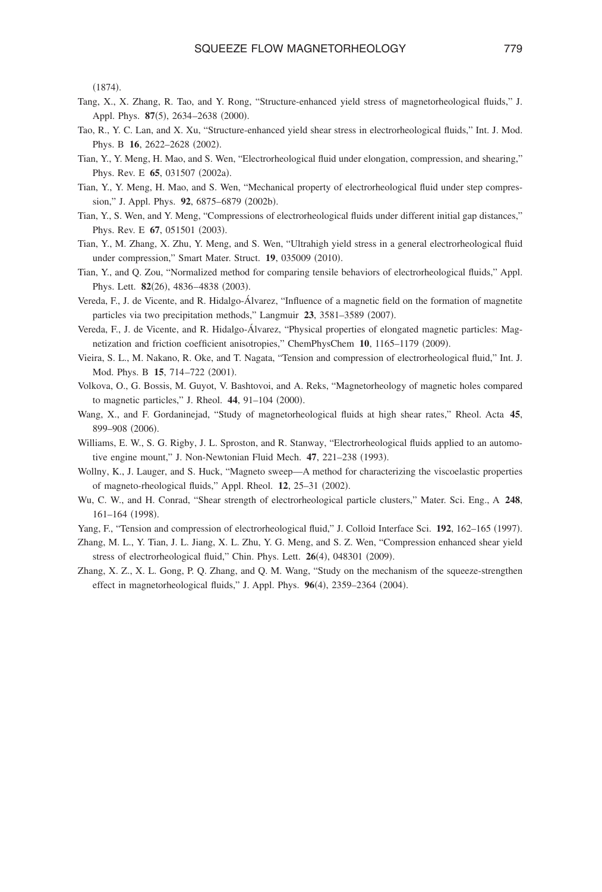(1874).

Tang, X., X. Zhang, R. Tao, and Y. Rong, "Structure-enhanced yield stress of magnetorheological fluids," J. Appl. Phys. **87**(5), 2634–2638 (2000).

Tao, R., Y. C. Lan, and X. Xu, "Structure-enhanced yield shear stress in electrorheological fluids," Int. J. Mod. Phys. B **16**, 2622–2628 (2002).

Tian, Y., Y. Meng, H. Mao, and S. Wen, "Electrorheological fluid under elongation, compression, and shearing," Phys. Rev. E **65**, 031507 (2002a).

Tian, Y., Y. Meng, H. Mao, and S. Wen, "Mechanical property of electrorheological fluid under step compression," J. Appl. Phys. **92**, 6875–6879 (2002b).

Tian, Y., S. Wen, and Y. Meng, "Compressions of electrorheological fluids under different initial gap distances," Phys. Rev. E **67**, 051501 (2003).

Tian, Y., M. Zhang, X. Zhu, Y. Meng, and S. Wen, "Ultrahigh yield stress in a general electrorheological fluid under compression," Smart Mater. Struct. **19**, 035009 (2010).

Tian, Y., and Q. Zou, "Normalized method for comparing tensile behaviors of electrorheological fluids," Appl. Phys. Lett. **82**(26), 4836–4838 (2003).

Vereda, F., J. de Vicente, and R. Hidalgo-Álvarez, "Influence of a magnetic field on the formation of magnetite particles via two precipitation methods," Langmuir **23**, 3581–3589 (2007).

Vereda, F., J. de Vicente, and R. Hidalgo-Álvarez, "Physical properties of elongated magnetic particles: Magnetization and friction coefficient anisotropies," ChemPhysChem **10**, 1165–1179 (2009).

Vieira, S. L., M. Nakano, R. Oke, and T. Nagata, "Tension and compression of electrorheological fluid," Int. J. Mod. Phys. B **15**, 714–722 (2001).

Volkova, O., G. Bossis, M. Guyot, V. Bashtovoi, and A. Reks, "Magnetorheology of magnetic holes compared to magnetic particles," J. Rheol. **44**, 91–104 (2000).

Wang, X., and F. Gordaninejad, "Study of magnetorheological fluids at high shear rates," Rheol. Acta **45**, 899–908 (2006).

Williams, E. W., S. G. Rigby, J. L. Sproston, and R. Stanway, "Electrorheological fluids applied to an automotive engine mount," J. Non-Newtonian Fluid Mech. **47**, 221–238 (1993).

Wollny, K., J. Lauger, and S. Huck, "Magneto sweep—A method for characterizing the viscoelastic properties of magneto-rheological fluids," Appl. Rheol. **12**, 25–31 (2002).

Wu, C. W., and H. Conrad, "Shear strength of electrorheological particle clusters," Mater. Sci. Eng., A **248**, 161–164 (1998).

Yang, F., "Tension and compression of electrorheological fluid," J. Colloid Interface Sci. **192**, 162–165 (1997).

Zhang, M. L., Y. Tian, J. L. Jiang, X. L. Zhu, Y. G. Meng, and S. Z. Wen, "Compression enhanced shear yield stress of electrorheological fluid," Chin. Phys. Lett. **26**(4), 048301 (2009).

Zhang, X. Z., X. L. Gong, P. Q. Zhang, and Q. M. Wang, "Study on the mechanism of the squeeze-strengthen effect in magnetorheological fluids," J. Appl. Phys. **96**(4), 2359–2364 (2004).